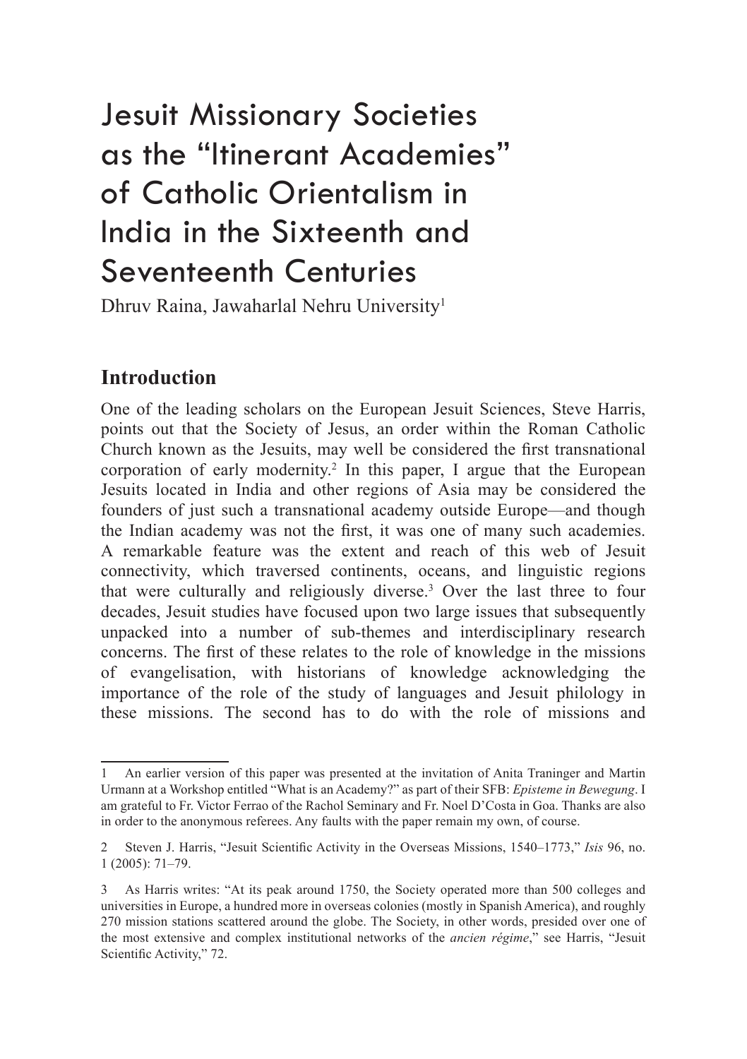# Jesuit Missionary Societies as the "Itinerant Academies" of Catholic Orientalism in India in the Sixteenth and Seventeenth Centuries

Dhruv Raina, Jawaharlal Nehru University[1]

## Introduction

One of the leading scholars on the European Jesuit Sciences, Steve Harris, points out that the Society of Jesus, an order within the Roman Catholic Church known as the Jesuits, may well be considered the first transnational corporation of early modernity.[2] In this paper, I argue that the European Jesuits located in India and other regions of Asia may be considered the founders of just such a transnational academy outside Europe—and though the Indian academy was not the first, it was one of many such academies. A remarkable feature was the extent and reach of this web of Jesuit connectivity, which traversed continents, oceans, and linguistic regions that were culturally and religiously diverse.[3] Over the last three to four decades, Jesuit studies have focused upon two large issues that subsequently unpacked into a number of sub-themes and interdisciplinary research concerns. The first of these relates to the role of knowledge in the missions of evangelisation, with historians of knowledge acknowledging the importance of the role of the study of languages and Jesuit philology in these missions. The second has to do with the role of missions and

---

1 An earlier version of this paper was presented at the invitation of Anita Traninger and Martin Urmann at a Workshop entitled "What is an Academy?" as part of their SFB: *Episteme in Bewegung*. I am grateful to Fr. Victor Ferrao of the Rachol Seminary and Fr. Noel D'Costa in Goa. Thanks are also in order to the anonymous referees. Any faults with the paper remain my own, of course.

2 Steven J. Harris, "Jesuit Scientific Activity in the Overseas Missions, 1540–1773," *Isis* 96, no. 1 (2005): 71–79.

3 As Harris writes: "At its peak around 1750, the Society operated more than 500 colleges and universities in Europe, a hundred more in overseas colonies (mostly in Spanish America), and roughly 270 mission stations scattered around the globe. The Society, in other words, presided over one of the most extensive and complex institutional networks of the *ancien régime*," see Harris, "Jesuit Scientific Activity," 72.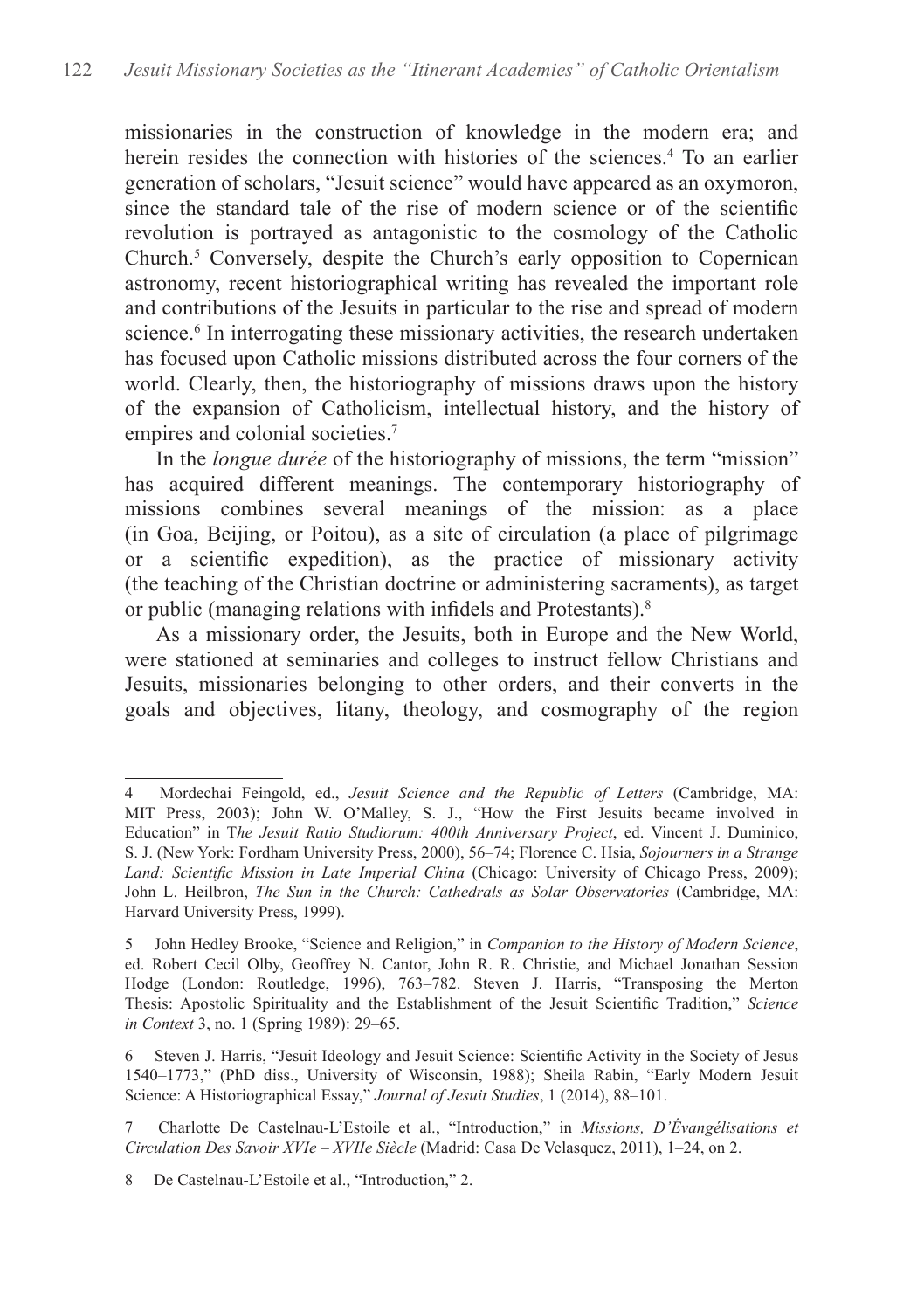missionaries in the construction of knowledge in the modern era; and herein resides the connection with histories of the sciences.[4] To an earlier generation of scholars, "Jesuit science" would have appeared as an oxymoron, since the standard tale of the rise of modern science or of the scientific revolution is portrayed as antagonistic to the cosmology of the Catholic Church.[5] Conversely, despite the Church's early opposition to Copernican astronomy, recent historiographical writing has revealed the important role and contributions of the Jesuits in particular to the rise and spread of modern science.[6] In interrogating these missionary activities, the research undertaken has focused upon Catholic missions distributed across the four corners of the world. Clearly, then, the historiography of missions draws upon the history of the expansion of Catholicism, intellectual history, and the history of empires and colonial societies.[7]

In the *longue durée* of the historiography of missions, the term "mission" has acquired different meanings. The contemporary historiography of missions combines several meanings of the mission: as a place (in Goa, Beijing, or Poitou), as a site of circulation (a place of pilgrimage or a scientific expedition), as the practice of missionary activity (the teaching of the Christian doctrine or administering sacraments), as target or public (managing relations with infidels and Protestants).[8]

As a missionary order, the Jesuits, both in Europe and the New World, were stationed at seminaries and colleges to instruct fellow Christians and Jesuits, missionaries belonging to other orders, and their converts in the goals and objectives, litany, theology, and cosmography of the region

---

4 Mordechai Feingold, ed., *Jesuit Science and the Republic of Letters* (Cambridge, MA: MIT Press, 2003); John W. O'Malley, S. J., "How the First Jesuits became involved in Education" in T*he Jesuit Ratio Studiorum: 400th Anniversary Project*, ed. Vincent J. Duminico, S. J. (New York: Fordham University Press, 2000), 56–74; Florence C. Hsia, *Sojourners in a Strange Land: Scientific Mission in Late Imperial China* (Chicago: University of Chicago Press, 2009); John L. Heilbron, *The Sun in the Church: Cathedrals as Solar Observatories* (Cambridge, MA: Harvard University Press, 1999).

5 John Hedley Brooke, "Science and Religion," in *Companion to the History of Modern Science*, ed. Robert Cecil Olby, Geoffrey N. Cantor, John R. R. Christie, and Michael Jonathan Session Hodge (London: Routledge, 1996), 763–782. Steven J. Harris, "Transposing the Merton Thesis: Apostolic Spirituality and the Establishment of the Jesuit Scientific Tradition," *Science in Context* 3, no. 1 (Spring 1989): 29–65.

6 Steven J. Harris, "Jesuit Ideology and Jesuit Science: Scientific Activity in the Society of Jesus 1540–1773," (PhD diss., University of Wisconsin, 1988); Sheila Rabin, "Early Modern Jesuit Science: A Historiographical Essay," *Journal of Jesuit Studies*, 1 (2014), 88–101.

7 Charlotte De Castelnau-L'Estoile et al., "Introduction," in *Missions, D'Évangélisations et Circulation Des Savoir XVIe – XVIIe Siècle* (Madrid: Casa De Velasquez, 2011), 1–24, on 2.

8 De Castelnau-L'Estoile et al., "Introduction," 2.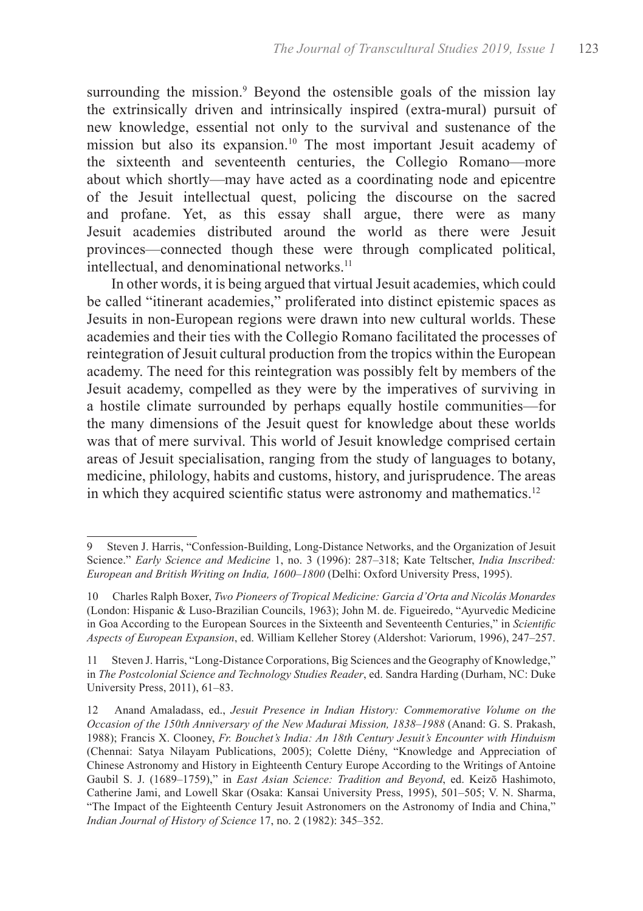surrounding the mission.[9] Beyond the ostensible goals of the mission lay the extrinsically driven and intrinsically inspired (extra-mural) pursuit of new knowledge, essential not only to the survival and sustenance of the mission but also its expansion.[10] The most important Jesuit academy of the sixteenth and seventeenth centuries, the Collegio Romano—more about which shortly—may have acted as a coordinating node and epicentre of the Jesuit intellectual quest, policing the discourse on the sacred and profane. Yet, as this essay shall argue, there were as many Jesuit academies distributed around the world as there were Jesuit provinces—connected though these were through complicated political, intellectual, and denominational networks.[11]

In other words, it is being argued that virtual Jesuit academies, which could be called "itinerant academies," proliferated into distinct epistemic spaces as Jesuits in non-European regions were drawn into new cultural worlds. These academies and their ties with the Collegio Romano facilitated the processes of reintegration of Jesuit cultural production from the tropics within the European academy. The need for this reintegration was possibly felt by members of the Jesuit academy, compelled as they were by the imperatives of surviving in a hostile climate surrounded by perhaps equally hostile communities—for the many dimensions of the Jesuit quest for knowledge about these worlds was that of mere survival. This world of Jesuit knowledge comprised certain areas of Jesuit specialisation, ranging from the study of languages to botany, medicine, philology, habits and customs, history, and jurisprudence. The areas in which they acquired scientific status were astronomy and mathematics.[12]

---

9 Steven J. Harris, "Confession-Building, Long-Distance Networks, and the Organization of Jesuit Science." *Early Science and Medicine* 1, no. 3 (1996): 287–318; Kate Teltscher, *India Inscribed: European and British Writing on India, 1600–1800* (Delhi: Oxford University Press, 1995).

10 Charles Ralph Boxer, *Two Pioneers of Tropical Medicine: Garcia d'Orta and Nicolás Monardes* (London: Hispanic & Luso-Brazilian Councils, 1963); John M. de. Figueiredo, "Ayurvedic Medicine in Goa According to the European Sources in the Sixteenth and Seventeenth Centuries," in *Scientific Aspects of European Expansion*, ed. William Kelleher Storey (Aldershot: Variorum, 1996), 247–257.

11 Steven J. Harris, "Long-Distance Corporations, Big Sciences and the Geography of Knowledge," in *The Postcolonial Science and Technology Studies Reader*, ed. Sandra Harding (Durham, NC: Duke University Press, 2011), 61–83.

12 Anand Amaladass, ed., *Jesuit Presence in Indian History: Commemorative Volume on the Occasion of the 150th Anniversary of the New Madurai Mission, 1838–1988* (Anand: G. S. Prakash, 1988); Francis X. Clooney, *Fr. Bouchet's India: An 18th Century Jesuit's Encounter with Hinduism* (Chennai: Satya Nilayam Publications, 2005); Colette Diény, "Knowledge and Appreciation of Chinese Astronomy and History in Eighteenth Century Europe According to the Writings of Antoine Gaubil S. J. (1689–1759)," in *East Asian Science: Tradition and Beyond*, ed. Keizō Hashimoto, Catherine Jami, and Lowell Skar (Osaka: Kansai University Press, 1995), 501–505; V. N. Sharma, "The Impact of the Eighteenth Century Jesuit Astronomers on the Astronomy of India and China," *Indian Journal of History of Science* 17, no. 2 (1982): 345–352.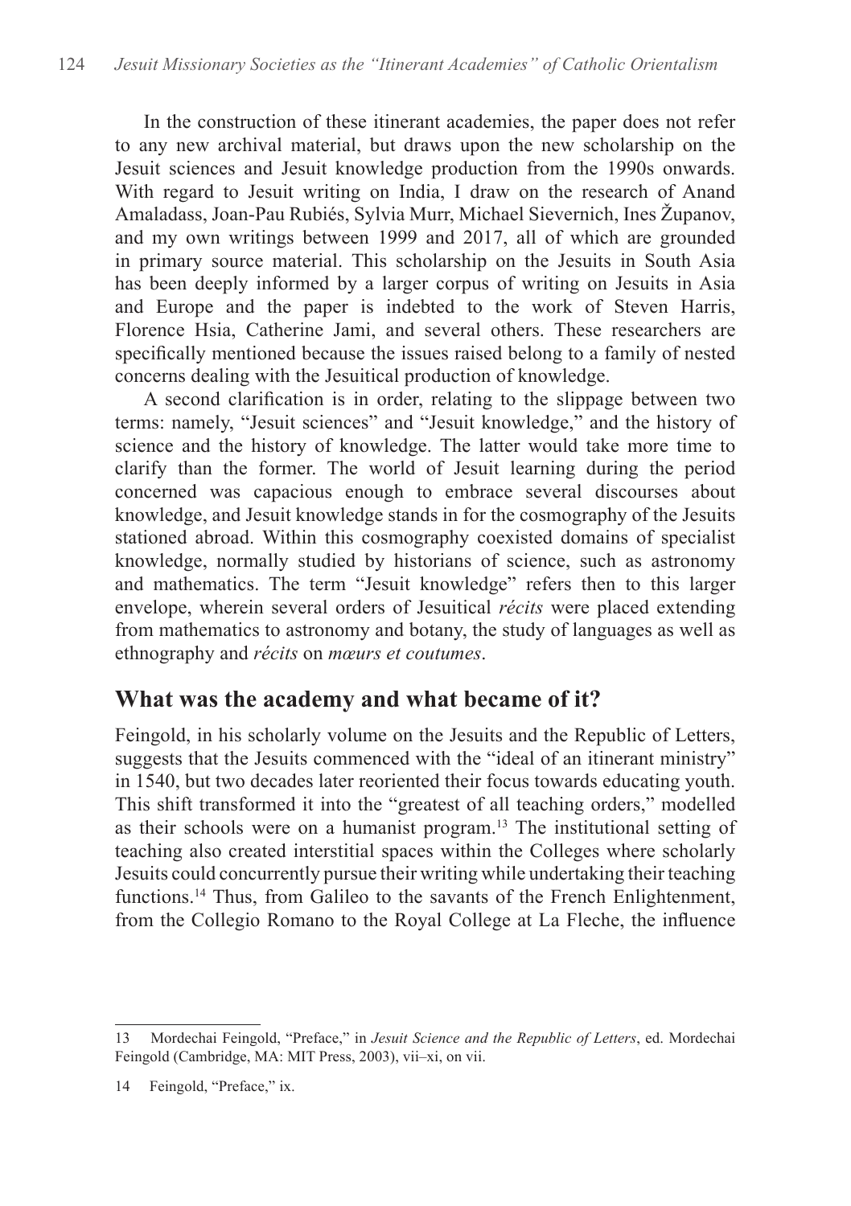In the construction of these itinerant academies, the paper does not refer to any new archival material, but draws upon the new scholarship on the Jesuit sciences and Jesuit knowledge production from the 1990s onwards. With regard to Jesuit writing on India, I draw on the research of Anand Amaladass, Joan-Pau Rubiés, Sylvia Murr, Michael Sievernich, Ines Županov, and my own writings between 1999 and 2017, all of which are grounded in primary source material. This scholarship on the Jesuits in South Asia has been deeply informed by a larger corpus of writing on Jesuits in Asia and Europe and the paper is indebted to the work of Steven Harris, Florence Hsia, Catherine Jami, and several others. These researchers are specifically mentioned because the issues raised belong to a family of nested concerns dealing with the Jesuitical production of knowledge.

A second clarification is in order, relating to the slippage between two terms: namely, "Jesuit sciences" and "Jesuit knowledge," and the history of science and the history of knowledge. The latter would take more time to clarify than the former. The world of Jesuit learning during the period concerned was capacious enough to embrace several discourses about knowledge, and Jesuit knowledge stands in for the cosmography of the Jesuits stationed abroad. Within this cosmography coexisted domains of specialist knowledge, normally studied by historians of science, such as astronomy and mathematics. The term "Jesuit knowledge" refers then to this larger envelope, wherein several orders of Jesuitical *récits* were placed extending from mathematics to astronomy and botany, the study of languages as well as ethnography and *récits* on *mœurs et coutumes*.

## What was the academy and what became of it?

Feingold, in his scholarly volume on the Jesuits and the Republic of Letters, suggests that the Jesuits commenced with the "ideal of an itinerant ministry" in 1540, but two decades later reoriented their focus towards educating youth. This shift transformed it into the "greatest of all teaching orders," modelled as their schools were on a humanist program.[13] The institutional setting of teaching also created interstitial spaces within the Colleges where scholarly Jesuits could concurrently pursue their writing while undertaking their teaching functions.[14] Thus, from Galileo to the savants of the French Enlightenment, from the Collegio Romano to the Royal College at La Fleche, the influence

---

13 Mordechai Feingold, "Preface," in *Jesuit Science and the Republic of Letters*, ed. Mordechai Feingold (Cambridge, MA: MIT Press, 2003), vii–xi, on vii.

14 Feingold, "Preface," ix.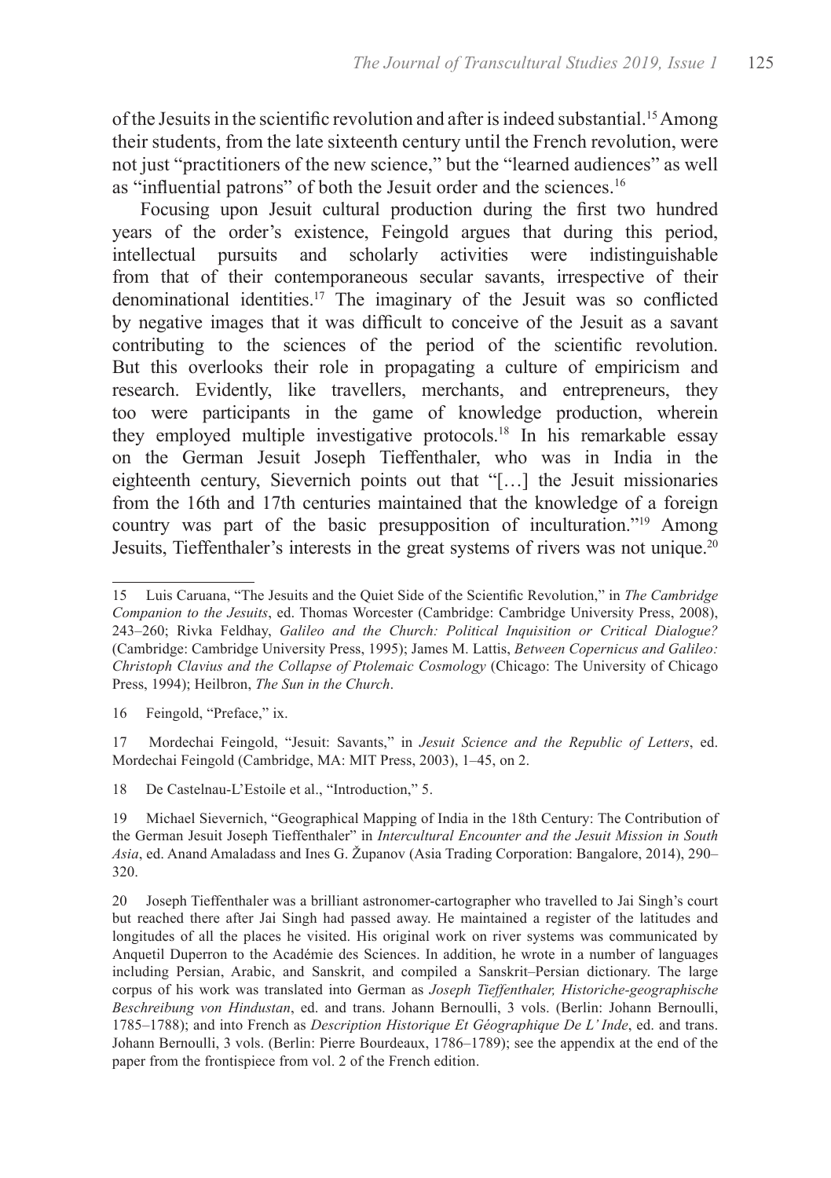of the Jesuits in the scientific revolution and after is indeed substantial.[15] Among their students, from the late sixteenth century until the French revolution, were not just "practitioners of the new science," but the "learned audiences" as well as "influential patrons" of both the Jesuit order and the sciences.[16]

Focusing upon Jesuit cultural production during the first two hundred years of the order's existence, Feingold argues that during this period, intellectual pursuits and scholarly activities were indistinguishable from that of their contemporaneous secular savants, irrespective of their denominational identities.[17] The imaginary of the Jesuit was so conflicted by negative images that it was difficult to conceive of the Jesuit as a savant contributing to the sciences of the period of the scientific revolution. But this overlooks their role in propagating a culture of empiricism and research. Evidently, like travellers, merchants, and entrepreneurs, they too were participants in the game of knowledge production, wherein they employed multiple investigative protocols.[18] In his remarkable essay on the German Jesuit Joseph Tieffenthaler, who was in India in the eighteenth century, Sievernich points out that "[…] the Jesuit missionaries from the 16th and 17th centuries maintained that the knowledge of a foreign country was part of the basic presupposition of inculturation."[19] Among Jesuits, Tieffenthaler's interests in the great systems of rivers was not unique.[20]

---

15 Luis Caruana, "The Jesuits and the Quiet Side of the Scientific Revolution," in *The Cambridge Companion to the Jesuits*, ed. Thomas Worcester (Cambridge: Cambridge University Press, 2008), 243–260; Rivka Feldhay, *Galileo and the Church: Political Inquisition or Critical Dialogue?* (Cambridge: Cambridge University Press, 1995); James M. Lattis, *Between Copernicus and Galileo: Christoph Clavius and the Collapse of Ptolemaic Cosmology* (Chicago: The University of Chicago Press, 1994); Heilbron, *The Sun in the Church*.

16 Feingold, "Preface," ix.

17 Mordechai Feingold, "Jesuit: Savants," in *Jesuit Science and the Republic of Letters*, ed. Mordechai Feingold (Cambridge, MA: MIT Press, 2003), 1–45, on 2.

18 De Castelnau-L'Estoile et al., "Introduction," 5.

19 Michael Sievernich, "Geographical Mapping of India in the 18th Century: The Contribution of the German Jesuit Joseph Tieffenthaler" in *Intercultural Encounter and the Jesuit Mission in South Asia*, ed. Anand Amaladass and Ines G. Županov (Asia Trading Corporation: Bangalore, 2014), 290–320.

20 Joseph Tieffenthaler was a brilliant astronomer-cartographer who travelled to Jai Singh's court but reached there after Jai Singh had passed away. He maintained a register of the latitudes and longitudes of all the places he visited. His original work on river systems was communicated by Anquetil Duperron to the Académie des Sciences. In addition, he wrote in a number of languages including Persian, Arabic, and Sanskrit, and compiled a Sanskrit–Persian dictionary. The large corpus of his work was translated into German as *Joseph Tieffenthaler, Historiche-geographische Beschreibung von Hindustan*, ed. and trans. Johann Bernoulli, 3 vols. (Berlin: Johann Bernoulli, 1785–1788); and into French as *Description Historique Et Géographique De L' Inde*, ed. and trans. Johann Bernoulli, 3 vols. (Berlin: Pierre Bourdeaux, 1786–1789); see the appendix at the end of the paper from the frontispiece from vol. 2 of the French edition.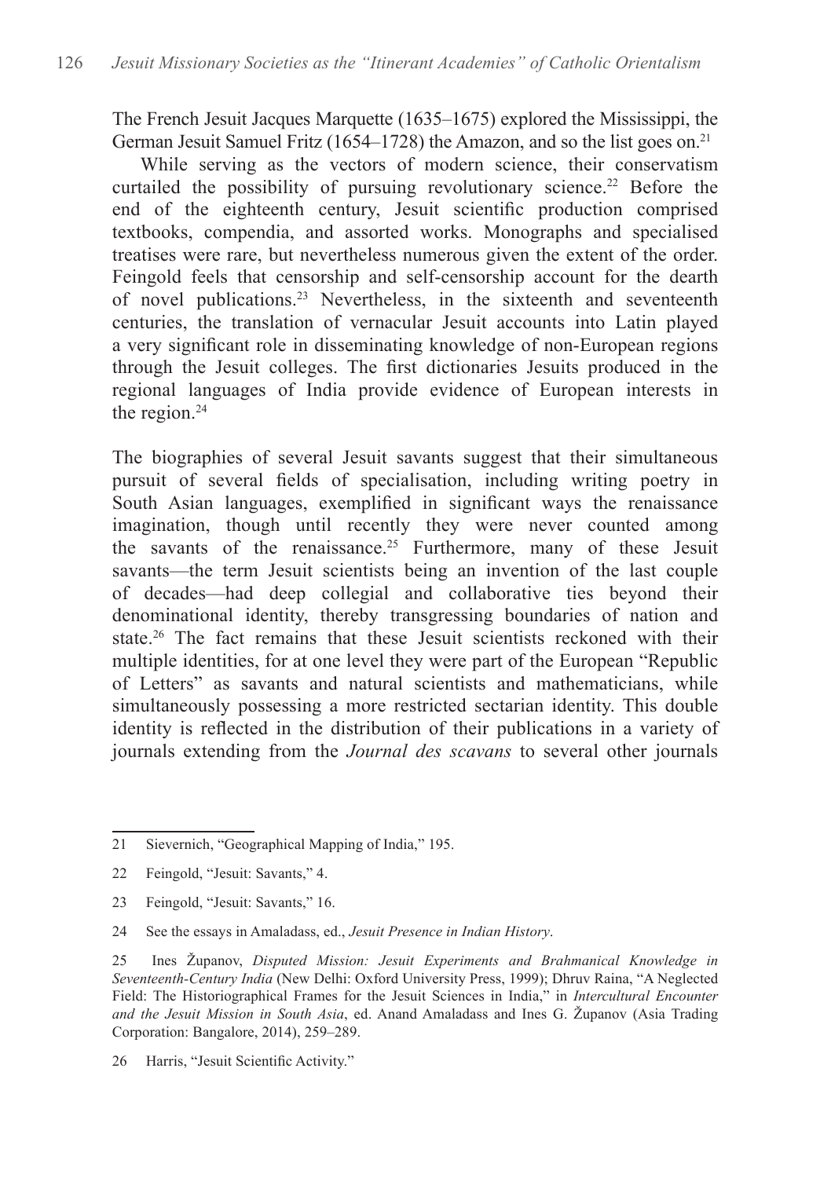The French Jesuit Jacques Marquette (1635–1675) explored the Mississippi, the German Jesuit Samuel Fritz (1654–1728) the Amazon, and so the list goes on.[21]

While serving as the vectors of modern science, their conservatism curtailed the possibility of pursuing revolutionary science.[22] Before the end of the eighteenth century, Jesuit scientific production comprised textbooks, compendia, and assorted works. Monographs and specialised treatises were rare, but nevertheless numerous given the extent of the order. Feingold feels that censorship and self-censorship account for the dearth of novel publications.[23] Nevertheless, in the sixteenth and seventeenth centuries, the translation of vernacular Jesuit accounts into Latin played a very significant role in disseminating knowledge of non-European regions through the Jesuit colleges. The first dictionaries Jesuits produced in the regional languages of India provide evidence of European interests in the region.[24]

The biographies of several Jesuit savants suggest that their simultaneous pursuit of several fields of specialisation, including writing poetry in South Asian languages, exemplified in significant ways the renaissance imagination, though until recently they were never counted among the savants of the renaissance.[25] Furthermore, many of these Jesuit savants—the term Jesuit scientists being an invention of the last couple of decades—had deep collegial and collaborative ties beyond their denominational identity, thereby transgressing boundaries of nation and state.[26] The fact remains that these Jesuit scientists reckoned with their multiple identities, for at one level they were part of the European "Republic of Letters" as savants and natural scientists and mathematicians, while simultaneously possessing a more restricted sectarian identity. This double identity is reflected in the distribution of their publications in a variety of journals extending from the *Journal des scavans* to several other journals

---

21 Sievernich, "Geographical Mapping of India," 195.

22 Feingold, "Jesuit: Savants," 4.

23 Feingold, "Jesuit: Savants," 16.

24 See the essays in Amaladass, ed., *Jesuit Presence in Indian History*.

25 Ines Županov, *Disputed Mission: Jesuit Experiments and Brahmanical Knowledge in Seventeenth-Century India* (New Delhi: Oxford University Press, 1999); Dhruv Raina, "A Neglected Field: The Historiographical Frames for the Jesuit Sciences in India," in *Intercultural Encounter and the Jesuit Mission in South Asia*, ed. Anand Amaladass and Ines G. Županov (Asia Trading Corporation: Bangalore, 2014), 259–289.

26 Harris, "Jesuit Scientific Activity."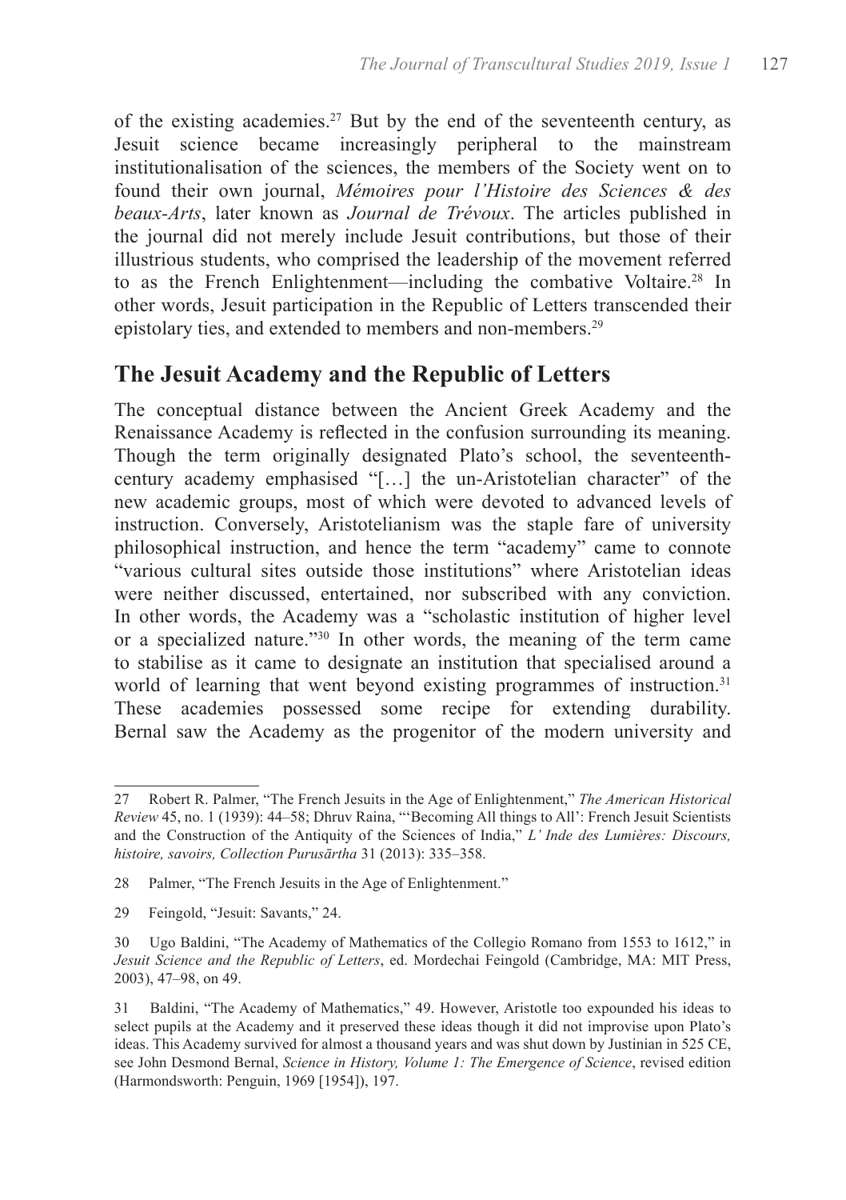of the existing academies.[27] But by the end of the seventeenth century, as Jesuit science became increasingly peripheral to the mainstream institutionalisation of the sciences, the members of the Society went on to found their own journal, *Mémoires pour l'Histoire des Sciences & des beaux-Arts*, later known as *Journal de Trévoux*. The articles published in the journal did not merely include Jesuit contributions, but those of their illustrious students, who comprised the leadership of the movement referred to as the French Enlightenment—including the combative Voltaire.[28] In other words, Jesuit participation in the Republic of Letters transcended their epistolary ties, and extended to members and non-members.[29]

## The Jesuit Academy and the Republic of Letters

The conceptual distance between the Ancient Greek Academy and the Renaissance Academy is reflected in the confusion surrounding its meaning. Though the term originally designated Plato's school, the seventeenth-century academy emphasised "[…] the un-Aristotelian character" of the new academic groups, most of which were devoted to advanced levels of instruction. Conversely, Aristotelianism was the staple fare of university philosophical instruction, and hence the term "academy" came to connote "various cultural sites outside those institutions" where Aristotelian ideas were neither discussed, entertained, nor subscribed with any conviction. In other words, the Academy was a "scholastic institution of higher level or a specialized nature."[30] In other words, the meaning of the term came to stabilise as it came to designate an institution that specialised around a world of learning that went beyond existing programmes of instruction.[31] These academies possessed some recipe for extending durability. Bernal saw the Academy as the progenitor of the modern university and

---

27 Robert R. Palmer, "The French Jesuits in the Age of Enlightenment," *The American Historical Review* 45, no. 1 (1939): 44–58; Dhruv Raina, "'Becoming All things to All': French Jesuit Scientists and the Construction of the Antiquity of the Sciences of India," *L' Inde des Lumières: Discours, histoire, savoirs, Collection Purusārtha* 31 (2013): 335–358.

28 Palmer, "The French Jesuits in the Age of Enlightenment."

29 Feingold, "Jesuit: Savants," 24.

30 Ugo Baldini, "The Academy of Mathematics of the Collegio Romano from 1553 to 1612," in *Jesuit Science and the Republic of Letters*, ed. Mordechai Feingold (Cambridge, MA: MIT Press, 2003), 47–98, on 49.

31 Baldini, "The Academy of Mathematics," 49. However, Aristotle too expounded his ideas to select pupils at the Academy and it preserved these ideas though it did not improvise upon Plato's ideas. This Academy survived for almost a thousand years and was shut down by Justinian in 525 CE, see John Desmond Bernal, *Science in History, Volume 1: The Emergence of Science*, revised edition (Harmondsworth: Penguin, 1969 [1954]), 197.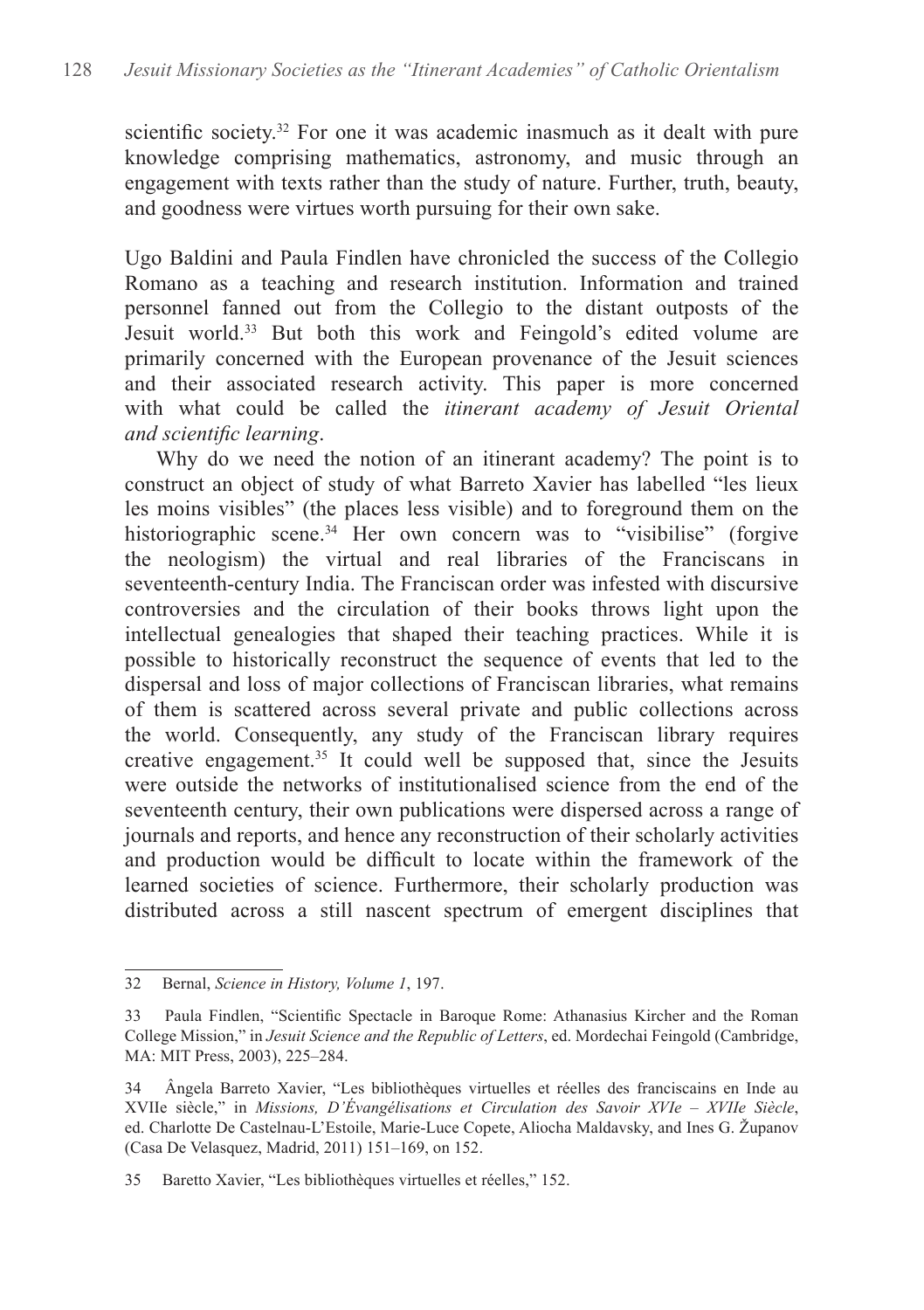scientific society.[32] For one it was academic inasmuch as it dealt with pure knowledge comprising mathematics, astronomy, and music through an engagement with texts rather than the study of nature. Further, truth, beauty, and goodness were virtues worth pursuing for their own sake.

Ugo Baldini and Paula Findlen have chronicled the success of the Collegio Romano as a teaching and research institution. Information and trained personnel fanned out from the Collegio to the distant outposts of the Jesuit world.[33] But both this work and Feingold's edited volume are primarily concerned with the European provenance of the Jesuit sciences and their associated research activity. This paper is more concerned with what could be called the *itinerant academy of Jesuit Oriental and scientific learning*.

Why do we need the notion of an itinerant academy? The point is to construct an object of study of what Barreto Xavier has labelled "les lieux les moins visibles" (the places less visible) and to foreground them on the historiographic scene.[34] Her own concern was to "visibilise" (forgive the neologism) the virtual and real libraries of the Franciscans in seventeenth-century India. The Franciscan order was infested with discursive controversies and the circulation of their books throws light upon the intellectual genealogies that shaped their teaching practices. While it is possible to historically reconstruct the sequence of events that led to the dispersal and loss of major collections of Franciscan libraries, what remains of them is scattered across several private and public collections across the world. Consequently, any study of the Franciscan library requires creative engagement.[35] It could well be supposed that, since the Jesuits were outside the networks of institutionalised science from the end of the seventeenth century, their own publications were dispersed across a range of journals and reports, and hence any reconstruction of their scholarly activities and production would be difficult to locate within the framework of the learned societies of science. Furthermore, their scholarly production was distributed across a still nascent spectrum of emergent disciplines that

---

32 Bernal, *Science in History, Volume 1*, 197.

33 Paula Findlen, "Scientific Spectacle in Baroque Rome: Athanasius Kircher and the Roman College Mission," in *Jesuit Science and the Republic of Letters*, ed. Mordechai Feingold (Cambridge, MA: MIT Press, 2003), 225–284.

34 Ângela Barreto Xavier, "Les bibliothèques virtuelles et réelles des franciscains en Inde au XVIIe siècle," in *Missions, D'Évangélisations et Circulation des Savoir XVIe – XVIIe Siècle*, ed. Charlotte De Castelnau-L'Estoile, Marie-Luce Copete, Aliocha Maldavsky, and Ines G. Županov (Casa De Velasquez, Madrid, 2011) 151–169, on 152.

35 Baretto Xavier, "Les bibliothèques virtuelles et réelles," 152.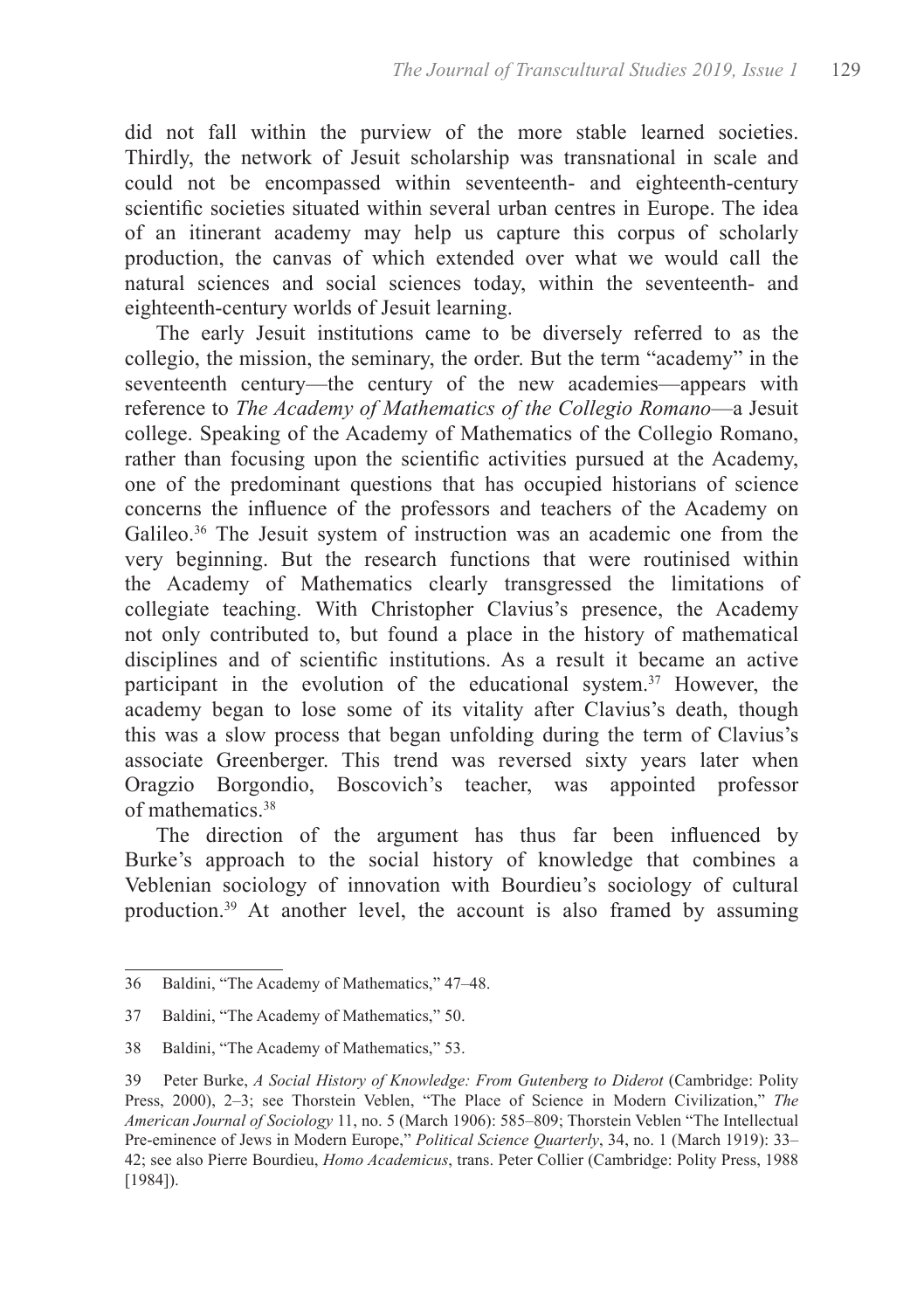did not fall within the purview of the more stable learned societies. Thirdly, the network of Jesuit scholarship was transnational in scale and could not be encompassed within seventeenth- and eighteenth-century scientific societies situated within several urban centres in Europe. The idea of an itinerant academy may help us capture this corpus of scholarly production, the canvas of which extended over what we would call the natural sciences and social sciences today, within the seventeenth- and eighteenth-century worlds of Jesuit learning.

The early Jesuit institutions came to be diversely referred to as the collegio, the mission, the seminary, the order. But the term "academy" in the seventeenth century—the century of the new academies—appears with reference to *The Academy of Mathematics of the Collegio Romano*—a Jesuit college. Speaking of the Academy of Mathematics of the Collegio Romano, rather than focusing upon the scientific activities pursued at the Academy, one of the predominant questions that has occupied historians of science concerns the influence of the professors and teachers of the Academy on Galileo.[36] The Jesuit system of instruction was an academic one from the very beginning. But the research functions that were routinised within the Academy of Mathematics clearly transgressed the limitations of collegiate teaching. With Christopher Clavius's presence, the Academy not only contributed to, but found a place in the history of mathematical disciplines and of scientific institutions. As a result it became an active participant in the evolution of the educational system.[37] However, the academy began to lose some of its vitality after Clavius's death, though this was a slow process that began unfolding during the term of Clavius's associate Greenberger. This trend was reversed sixty years later when Oragzio Borgondio, Boscovich's teacher, was appointed professor of mathematics.[38]

The direction of the argument has thus far been influenced by Burke's approach to the social history of knowledge that combines a Veblenian sociology of innovation with Bourdieu's sociology of cultural production.[39] At another level, the account is also framed by assuming

---

36 Baldini, "The Academy of Mathematics," 47–48.

37 Baldini, "The Academy of Mathematics," 50.

38 Baldini, "The Academy of Mathematics," 53.

39 Peter Burke, *A Social History of Knowledge: From Gutenberg to Diderot* (Cambridge: Polity Press, 2000), 2–3; see Thorstein Veblen, "The Place of Science in Modern Civilization," *The American Journal of Sociology* 11, no. 5 (March 1906): 585–809; Thorstein Veblen "The Intellectual Pre-eminence of Jews in Modern Europe," *Political Science Quarterly*, 34, no. 1 (March 1919): 33–42; see also Pierre Bourdieu, *Homo Academicus*, trans. Peter Collier (Cambridge: Polity Press, 1988 [1984]).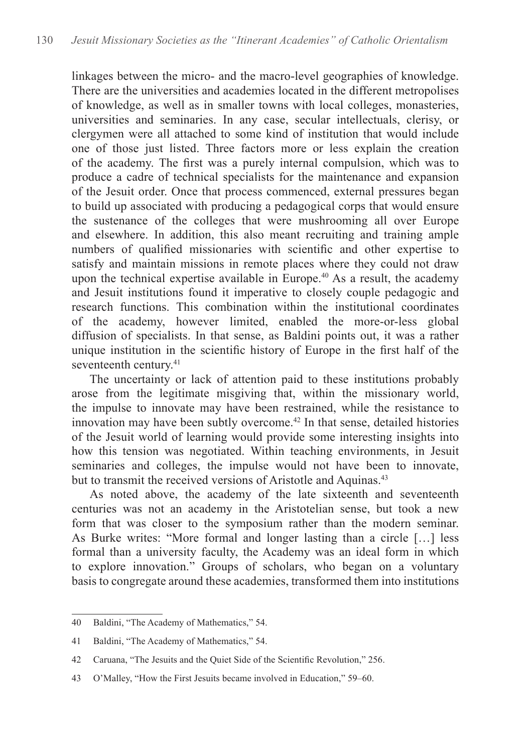linkages between the micro- and the macro-level geographies of knowledge. There are the universities and academies located in the different metropolises of knowledge, as well as in smaller towns with local colleges, monasteries, universities and seminaries. In any case, secular intellectuals, clerisy, or clergymen were all attached to some kind of institution that would include one of those just listed. Three factors more or less explain the creation of the academy. The first was a purely internal compulsion, which was to produce a cadre of technical specialists for the maintenance and expansion of the Jesuit order. Once that process commenced, external pressures began to build up associated with producing a pedagogical corps that would ensure the sustenance of the colleges that were mushrooming all over Europe and elsewhere. In addition, this also meant recruiting and training ample numbers of qualified missionaries with scientific and other expertise to satisfy and maintain missions in remote places where they could not draw upon the technical expertise available in Europe.[40] As a result, the academy and Jesuit institutions found it imperative to closely couple pedagogic and research functions. This combination within the institutional coordinates of the academy, however limited, enabled the more-or-less global diffusion of specialists. In that sense, as Baldini points out, it was a rather unique institution in the scientific history of Europe in the first half of the seventeenth century.[41]

The uncertainty or lack of attention paid to these institutions probably arose from the legitimate misgiving that, within the missionary world, the impulse to innovate may have been restrained, while the resistance to innovation may have been subtly overcome.[42] In that sense, detailed histories of the Jesuit world of learning would provide some interesting insights into how this tension was negotiated. Within teaching environments, in Jesuit seminaries and colleges, the impulse would not have been to innovate, but to transmit the received versions of Aristotle and Aquinas.[43]

As noted above, the academy of the late sixteenth and seventeenth centuries was not an academy in the Aristotelian sense, but took a new form that was closer to the symposium rather than the modern seminar. As Burke writes: "More formal and longer lasting than a circle […] less formal than a university faculty, the Academy was an ideal form in which to explore innovation." Groups of scholars, who began on a voluntary basis to congregate around these academies, transformed them into institutions

---

40 Baldini, "The Academy of Mathematics," 54.

41 Baldini, "The Academy of Mathematics," 54.

42 Caruana, "The Jesuits and the Quiet Side of the Scientific Revolution," 256.

43 O'Malley, "How the First Jesuits became involved in Education," 59–60.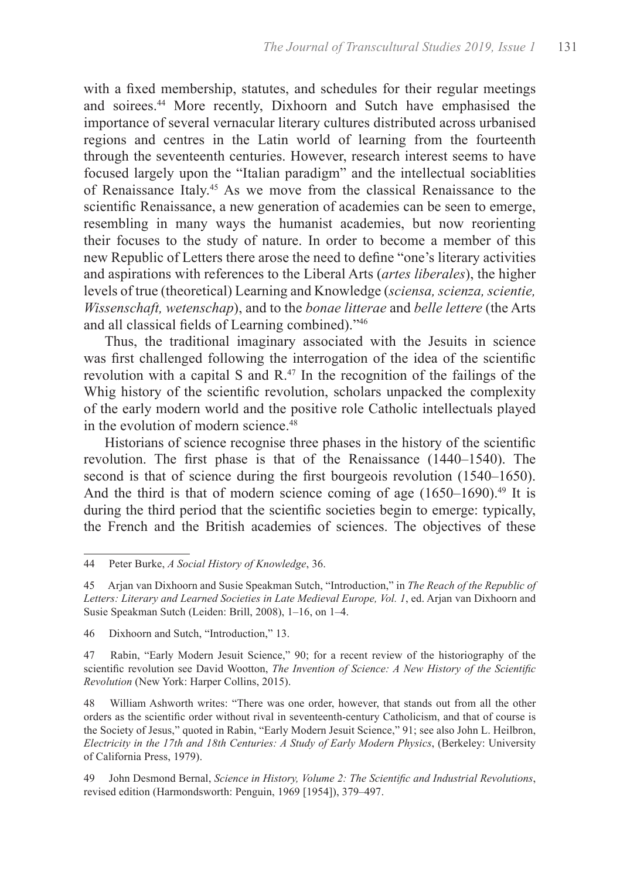with a fixed membership, statutes, and schedules for their regular meetings and soirees.[44] More recently, Dixhoorn and Sutch have emphasised the importance of several vernacular literary cultures distributed across urbanised regions and centres in the Latin world of learning from the fourteenth through the seventeenth centuries. However, research interest seems to have focused largely upon the "Italian paradigm" and the intellectual sociablities of Renaissance Italy.[45] As we move from the classical Renaissance to the scientific Renaissance, a new generation of academies can be seen to emerge, resembling in many ways the humanist academies, but now reorienting their focuses to the study of nature. In order to become a member of this new Republic of Letters there arose the need to define "one's literary activities and aspirations with references to the Liberal Arts (*artes liberales*), the higher levels of true (theoretical) Learning and Knowledge (*sciensa, scienza, scientie, Wissenschaft, wetenschap*), and to the *bonae litterae* and *belle lettere* (the Arts and all classical fields of Learning combined)."[46]

Thus, the traditional imaginary associated with the Jesuits in science was first challenged following the interrogation of the idea of the scientific revolution with a capital S and R.[47] In the recognition of the failings of the Whig history of the scientific revolution, scholars unpacked the complexity of the early modern world and the positive role Catholic intellectuals played in the evolution of modern science.[48]

Historians of science recognise three phases in the history of the scientific revolution. The first phase is that of the Renaissance (1440–1540). The second is that of science during the first bourgeois revolution (1540–1650). And the third is that of modern science coming of age (1650–1690).[49] It is during the third period that the scientific societies begin to emerge: typically, the French and the British academies of sciences. The objectives of these

---

44 Peter Burke, *A Social History of Knowledge*, 36.

45 Arjan van Dixhoorn and Susie Speakman Sutch, "Introduction," in *The Reach of the Republic of Letters: Literary and Learned Societies in Late Medieval Europe, Vol. 1*, ed. Arjan van Dixhoorn and Susie Speakman Sutch (Leiden: Brill, 2008), 1–16, on 1–4.

46 Dixhoorn and Sutch, "Introduction," 13.

47 Rabin, "Early Modern Jesuit Science," 90; for a recent review of the historiography of the scientific revolution see David Wootton, *The Invention of Science: A New History of the Scientific Revolution* (New York: Harper Collins, 2015).

48 William Ashworth writes: "There was one order, however, that stands out from all the other orders as the scientific order without rival in seventeenth-century Catholicism, and that of course is the Society of Jesus," quoted in Rabin, "Early Modern Jesuit Science," 91; see also John L. Heilbron, *Electricity in the 17th and 18th Centuries: A Study of Early Modern Physics*, (Berkeley: University of California Press, 1979).

49 John Desmond Bernal, *Science in History, Volume 2: The Scientific and Industrial Revolutions*, revised edition (Harmondsworth: Penguin, 1969 [1954]), 379–497.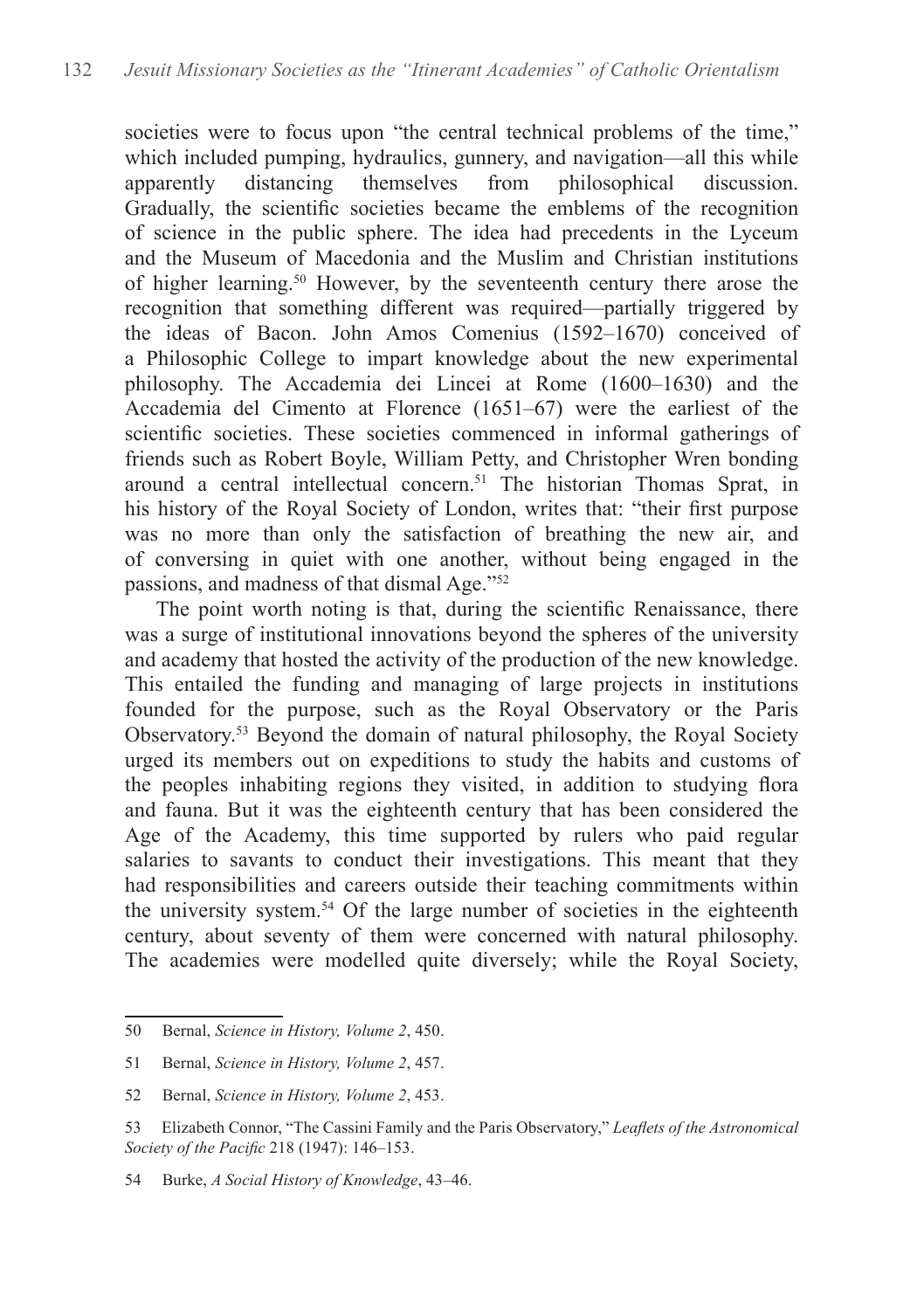societies were to focus upon "the central technical problems of the time," which included pumping, hydraulics, gunnery, and navigation—all this while apparently distancing themselves from philosophical discussion. Gradually, the scientific societies became the emblems of the recognition of science in the public sphere. The idea had precedents in the Lyceum and the Museum of Macedonia and the Muslim and Christian institutions of higher learning.[50] However, by the seventeenth century there arose the recognition that something different was required—partially triggered by the ideas of Bacon. John Amos Comenius (1592–1670) conceived of a Philosophic College to impart knowledge about the new experimental philosophy. The Accademia dei Lincei at Rome (1600–1630) and the Accademia del Cimento at Florence (1651–67) were the earliest of the scientific societies. These societies commenced in informal gatherings of friends such as Robert Boyle, William Petty, and Christopher Wren bonding around a central intellectual concern.[51] The historian Thomas Sprat, in his history of the Royal Society of London, writes that: "their first purpose was no more than only the satisfaction of breathing the new air, and of conversing in quiet with one another, without being engaged in the passions, and madness of that dismal Age."[52]

The point worth noting is that, during the scientific Renaissance, there was a surge of institutional innovations beyond the spheres of the university and academy that hosted the activity of the production of the new knowledge. This entailed the funding and managing of large projects in institutions founded for the purpose, such as the Royal Observatory or the Paris Observatory.[53] Beyond the domain of natural philosophy, the Royal Society urged its members out on expeditions to study the habits and customs of the peoples inhabiting regions they visited, in addition to studying flora and fauna. But it was the eighteenth century that has been considered the Age of the Academy, this time supported by rulers who paid regular salaries to savants to conduct their investigations. This meant that they had responsibilities and careers outside their teaching commitments within the university system.[54] Of the large number of societies in the eighteenth century, about seventy of them were concerned with natural philosophy. The academies were modelled quite diversely; while the Royal Society,

---

50 Bernal, *Science in History, Volume 2*, 450.

51 Bernal, *Science in History, Volume 2*, 457.

52 Bernal, *Science in History, Volume 2*, 453.

53 Elizabeth Connor, "The Cassini Family and the Paris Observatory," *Leaflets of the Astronomical Society of the Pacific* 218 (1947): 146–153.

54 Burke, *A Social History of Knowledge*, 43–46.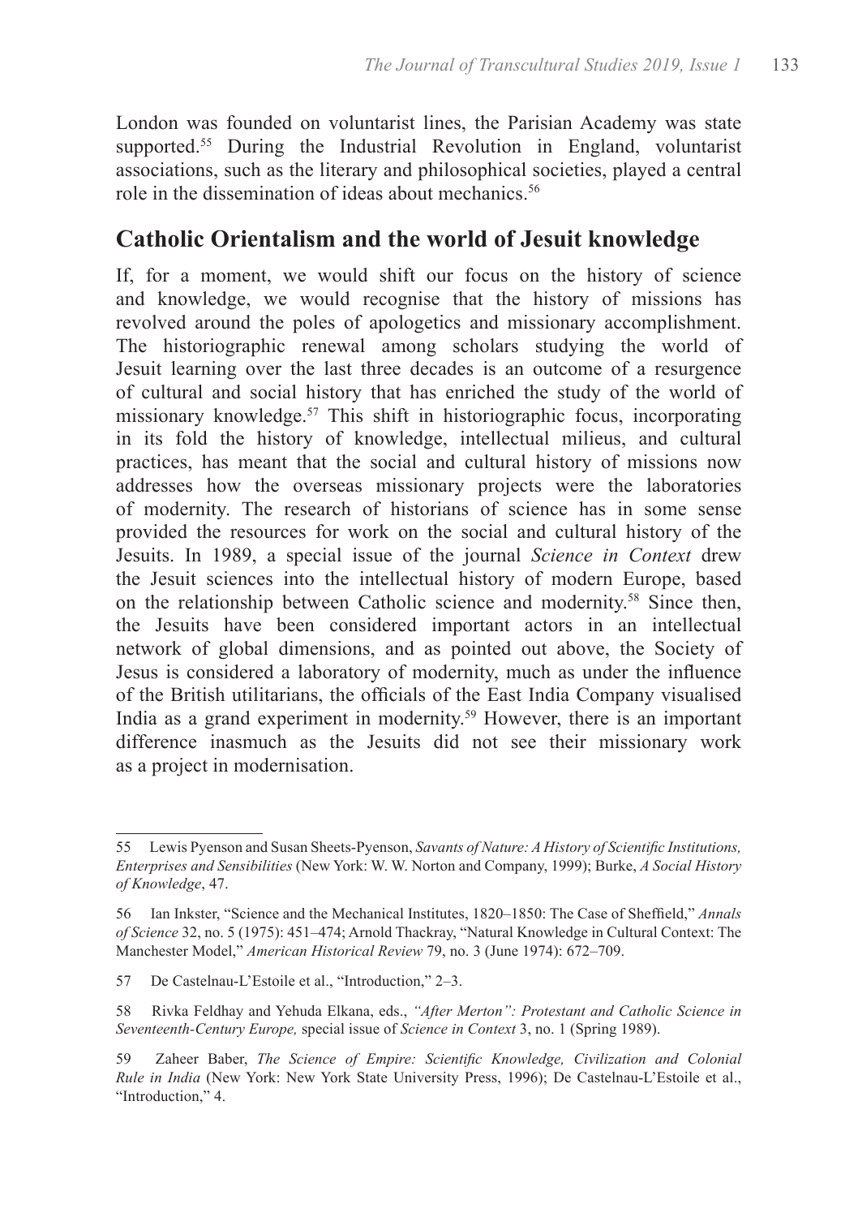London was founded on voluntarist lines, the Parisian Academy was state supported.[55] During the Industrial Revolution in England, voluntarist associations, such as the literary and philosophical societies, played a central role in the dissemination of ideas about mechanics.[56]

## Catholic Orientalism and the world of Jesuit knowledge

If, for a moment, we would shift our focus on the history of science and knowledge, we would recognise that the history of missions has revolved around the poles of apologetics and missionary accomplishment. The historiographic renewal among scholars studying the world of Jesuit learning over the last three decades is an outcome of a resurgence of cultural and social history that has enriched the study of the world of missionary knowledge.[57] This shift in historiographic focus, incorporating in its fold the history of knowledge, intellectual milieus, and cultural practices, has meant that the social and cultural history of missions now addresses how the overseas missionary projects were the laboratories of modernity. The research of historians of science has in some sense provided the resources for work on the social and cultural history of the Jesuits. In 1989, a special issue of the journal *Science in Context* drew the Jesuit sciences into the intellectual history of modern Europe, based on the relationship between Catholic science and modernity.[58] Since then, the Jesuits have been considered important actors in an intellectual network of global dimensions, and as pointed out above, the Society of Jesus is considered a laboratory of modernity, much as under the influence of the British utilitarians, the officials of the East India Company visualised India as a grand experiment in modernity.[59] However, there is an important difference inasmuch as the Jesuits did not see their missionary work as a project in modernisation.

---

55 Lewis Pyenson and Susan Sheets-Pyenson, *Savants of Nature: A History of Scientific Institutions, Enterprises and Sensibilities* (New York: W. W. Norton and Company, 1999); Burke, *A Social History of Knowledge*, 47.

56 Ian Inkster, "Science and the Mechanical Institutes, 1820–1850: The Case of Sheffield," *Annals of Science* 32, no. 5 (1975): 451–474; Arnold Thackray, "Natural Knowledge in Cultural Context: The Manchester Model," *American Historical Review* 79, no. 3 (June 1974): 672–709.

57 De Castelnau-L'Estoile et al., "Introduction," 2–3.

58 Rivka Feldhay and Yehuda Elkana, eds., *"After Merton": Protestant and Catholic Science in Seventeenth-Century Europe,* special issue of *Science in Context* 3, no. 1 (Spring 1989).

59 Zaheer Baber, *The Science of Empire: Scientific Knowledge, Civilization and Colonial Rule in India* (New York: New York State University Press, 1996); De Castelnau-L'Estoile et al., "Introduction," 4.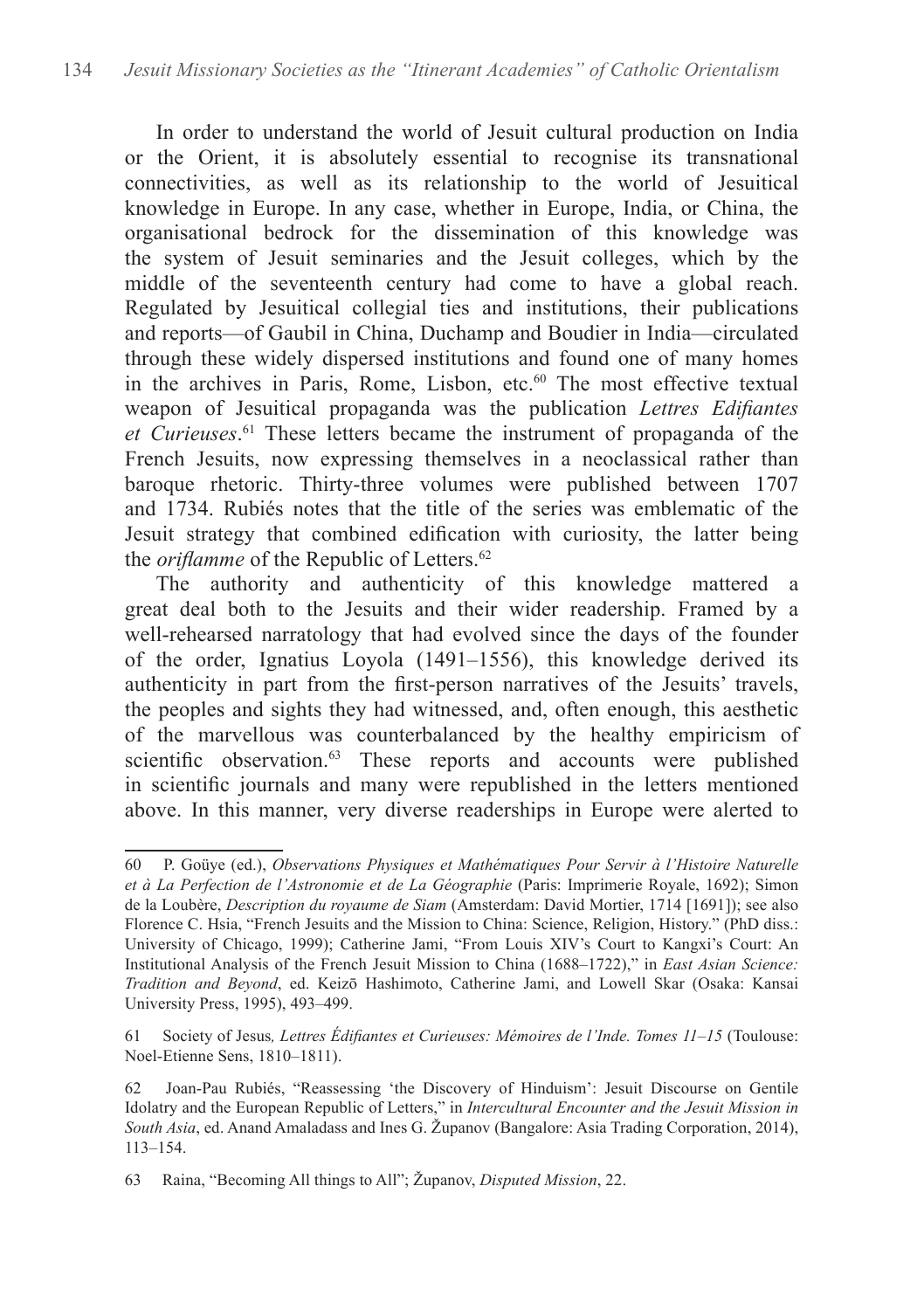In order to understand the world of Jesuit cultural production on India or the Orient, it is absolutely essential to recognise its transnational connectivities, as well as its relationship to the world of Jesuitical knowledge in Europe. In any case, whether in Europe, India, or China, the organisational bedrock for the dissemination of this knowledge was the system of Jesuit seminaries and the Jesuit colleges, which by the middle of the seventeenth century had come to have a global reach. Regulated by Jesuitical collegial ties and institutions, their publications and reports—of Gaubil in China, Duchamp and Boudier in India—circulated through these widely dispersed institutions and found one of many homes in the archives in Paris, Rome, Lisbon, etc.[60] The most effective textual weapon of Jesuitical propaganda was the publication *Lettres Edifiantes et Curieuses*.[61] These letters became the instrument of propaganda of the French Jesuits, now expressing themselves in a neoclassical rather than baroque rhetoric. Thirty-three volumes were published between 1707 and 1734. Rubiés notes that the title of the series was emblematic of the Jesuit strategy that combined edification with curiosity, the latter being the *oriflamme* of the Republic of Letters.[62]

The authority and authenticity of this knowledge mattered a great deal both to the Jesuits and their wider readership. Framed by a well-rehearsed narratology that had evolved since the days of the founder of the order, Ignatius Loyola (1491–1556), this knowledge derived its authenticity in part from the first-person narratives of the Jesuits' travels, the peoples and sights they had witnessed, and, often enough, this aesthetic of the marvellous was counterbalanced by the healthy empiricism of scientific observation.[63] These reports and accounts were published in scientific journals and many were republished in the letters mentioned above. In this manner, very diverse readerships in Europe were alerted to

---

60 P. Goüye (ed.), *Observations Physiques et Mathématiques Pour Servir à l'Histoire Naturelle et à La Perfection de l'Astronomie et de La Géographie* (Paris: Imprimerie Royale, 1692); Simon de la Loubère, *Description du royaume de Siam* (Amsterdam: David Mortier, 1714 [1691]); see also Florence C. Hsia, "French Jesuits and the Mission to China: Science, Religion, History." (PhD diss.: University of Chicago, 1999); Catherine Jami, "From Louis XIV's Court to Kangxi's Court: An Institutional Analysis of the French Jesuit Mission to China (1688–1722)," in *East Asian Science: Tradition and Beyond*, ed. Keizō Hashimoto, Catherine Jami, and Lowell Skar (Osaka: Kansai University Press, 1995), 493–499.

61 Society of Jesus, *Lettres Édifiantes et Curieuses: Mémoires de l'Inde. Tomes 11–15* (Toulouse: Noel-Etienne Sens, 1810–1811).

62 Joan-Pau Rubiés, "Reassessing 'the Discovery of Hinduism': Jesuit Discourse on Gentile Idolatry and the European Republic of Letters," in *Intercultural Encounter and the Jesuit Mission in South Asia*, ed. Anand Amaladass and Ines G. Županov (Bangalore: Asia Trading Corporation, 2014), 113–154.

63 Raina, "Becoming All things to All"; Županov, *Disputed Mission*, 22.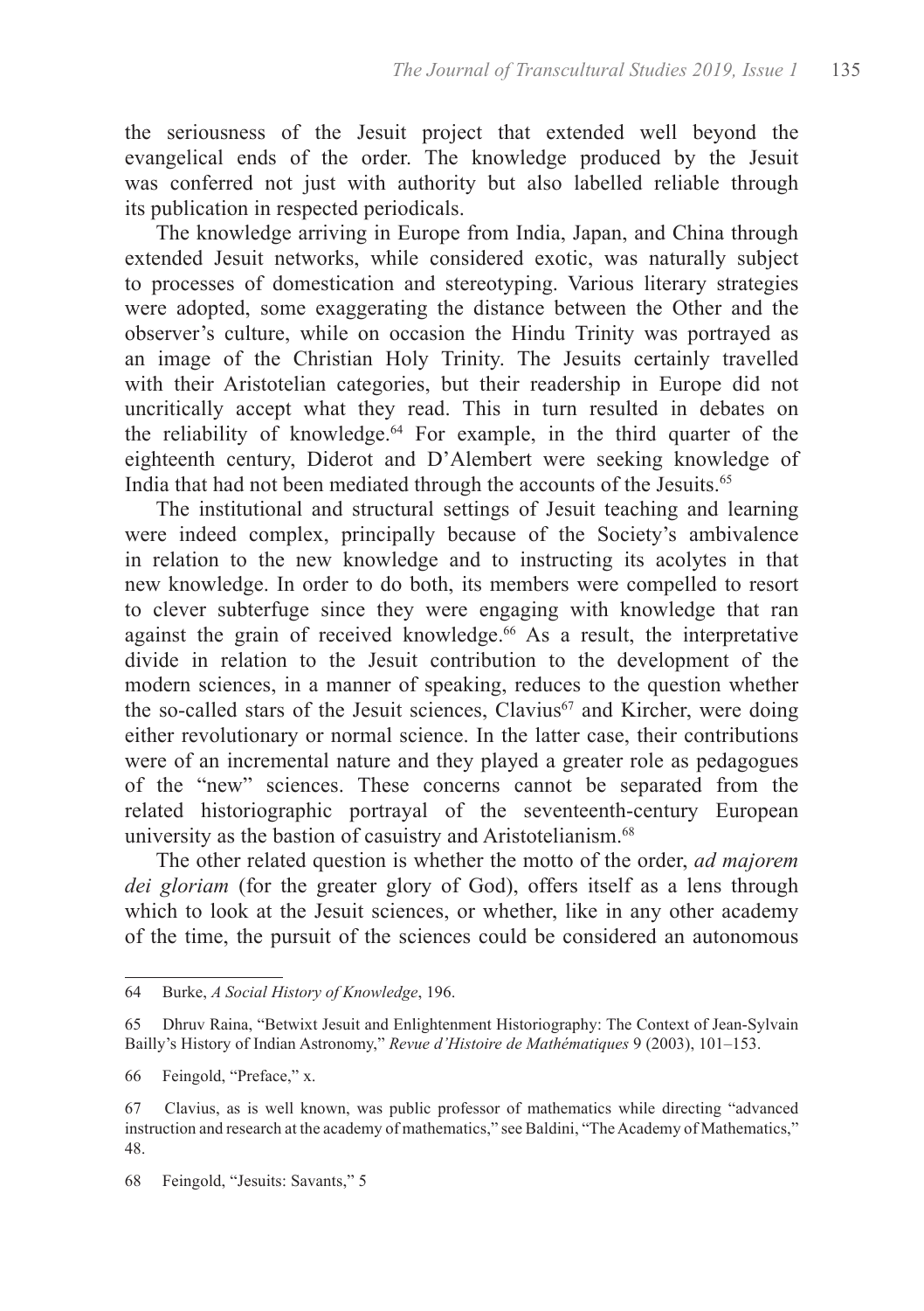the seriousness of the Jesuit project that extended well beyond the evangelical ends of the order. The knowledge produced by the Jesuit was conferred not just with authority but also labelled reliable through its publication in respected periodicals.

The knowledge arriving in Europe from India, Japan, and China through extended Jesuit networks, while considered exotic, was naturally subject to processes of domestication and stereotyping. Various literary strategies were adopted, some exaggerating the distance between the Other and the observer's culture, while on occasion the Hindu Trinity was portrayed as an image of the Christian Holy Trinity. The Jesuits certainly travelled with their Aristotelian categories, but their readership in Europe did not uncritically accept what they read. This in turn resulted in debates on the reliability of knowledge.[64] For example, in the third quarter of the eighteenth century, Diderot and D'Alembert were seeking knowledge of India that had not been mediated through the accounts of the Jesuits.[65]

The institutional and structural settings of Jesuit teaching and learning were indeed complex, principally because of the Society's ambivalence in relation to the new knowledge and to instructing its acolytes in that new knowledge. In order to do both, its members were compelled to resort to clever subterfuge since they were engaging with knowledge that ran against the grain of received knowledge.[66] As a result, the interpretative divide in relation to the Jesuit contribution to the development of the modern sciences, in a manner of speaking, reduces to the question whether the so-called stars of the Jesuit sciences, Clavius[67] and Kircher, were doing either revolutionary or normal science. In the latter case, their contributions were of an incremental nature and they played a greater role as pedagogues of the "new" sciences. These concerns cannot be separated from the related historiographic portrayal of the seventeenth-century European university as the bastion of casuistry and Aristotelianism.[68]

The other related question is whether the motto of the order, *ad majorem dei gloriam* (for the greater glory of God), offers itself as a lens through which to look at the Jesuit sciences, or whether, like in any other academy of the time, the pursuit of the sciences could be considered an autonomous

---

64 Burke, *A Social History of Knowledge*, 196.

65 Dhruv Raina, "Betwixt Jesuit and Enlightenment Historiography: The Context of Jean-Sylvain Bailly's History of Indian Astronomy," *Revue d'Histoire de Mathématiques* 9 (2003), 101–153.

66 Feingold, "Preface," x.

67 Clavius, as is well known, was public professor of mathematics while directing "advanced instruction and research at the academy of mathematics," see Baldini, "The Academy of Mathematics," 48.

68 Feingold, "Jesuits: Savants," 5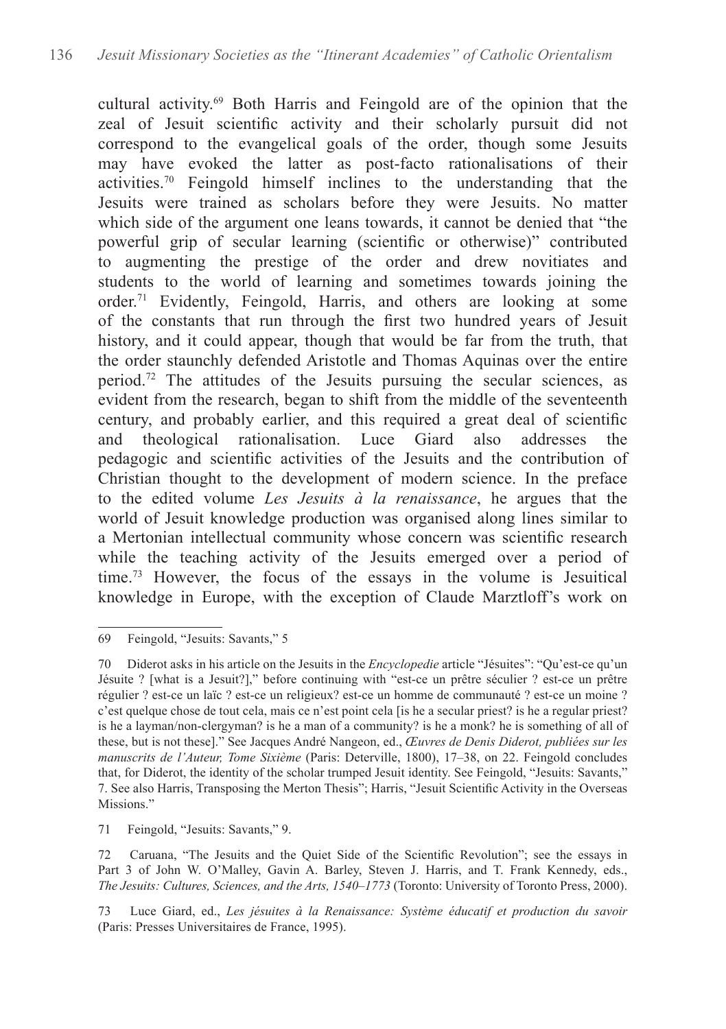cultural activity.[69] Both Harris and Feingold are of the opinion that the zeal of Jesuit scientific activity and their scholarly pursuit did not correspond to the evangelical goals of the order, though some Jesuits may have evoked the latter as post-facto rationalisations of their activities.[70] Feingold himself inclines to the understanding that the Jesuits were trained as scholars before they were Jesuits. No matter which side of the argument one leans towards, it cannot be denied that "the powerful grip of secular learning (scientific or otherwise)" contributed to augmenting the prestige of the order and drew novitiates and students to the world of learning and sometimes towards joining the order.[71] Evidently, Feingold, Harris, and others are looking at some of the constants that run through the first two hundred years of Jesuit history, and it could appear, though that would be far from the truth, that the order staunchly defended Aristotle and Thomas Aquinas over the entire period.[72] The attitudes of the Jesuits pursuing the secular sciences, as evident from the research, began to shift from the middle of the seventeenth century, and probably earlier, and this required a great deal of scientific and theological rationalisation. Luce Giard also addresses the pedagogic and scientific activities of the Jesuits and the contribution of Christian thought to the development of modern science. In the preface to the edited volume *Les Jesuits à la renaissance*, he argues that the world of Jesuit knowledge production was organised along lines similar to a Mertonian intellectual community whose concern was scientific research while the teaching activity of the Jesuits emerged over a period of time.[73] However, the focus of the essays in the volume is Jesuitical knowledge in Europe, with the exception of Claude Marztloff's work on

---

69 Feingold, "Jesuits: Savants," 5

70 Diderot asks in his article on the Jesuits in the *Encyclopedie* article "Jésuites": "Qu'est-ce qu'un Jésuite ? [what is a Jesuit?]," before continuing with "est-ce un prêtre séculier ? est-ce un prêtre régulier ? est-ce un laïc ? est-ce un religieux? est-ce un homme de communauté ? est-ce un moine ? c'est quelque chose de tout cela, mais ce n'est point cela [is he a secular priest? is he a regular priest? is he a layman/non-clergyman? is he a man of a community? is he a monk? he is something of all of these, but is not these]." See Jacques André Nangeon, ed., *Œuvres de Denis Diderot, publiées sur les manuscrits de l'Auteur, Tome Sixième* (Paris: Deterville, 1800), 17–38, on 22. Feingold concludes that, for Diderot, the identity of the scholar trumped Jesuit identity. See Feingold, "Jesuits: Savants," 7. See also Harris, Transposing the Merton Thesis"; Harris, "Jesuit Scientific Activity in the Overseas Missions."

71 Feingold, "Jesuits: Savants," 9.

72 Caruana, "The Jesuits and the Quiet Side of the Scientific Revolution"; see the essays in Part 3 of John W. O'Malley, Gavin A. Barley, Steven J. Harris, and T. Frank Kennedy, eds., *The Jesuits: Cultures, Sciences, and the Arts, 1540–1773* (Toronto: University of Toronto Press, 2000).

73 Luce Giard, ed., *Les jésuites à la Renaissance: Système éducatif et production du savoir* (Paris: Presses Universitaires de France, 1995).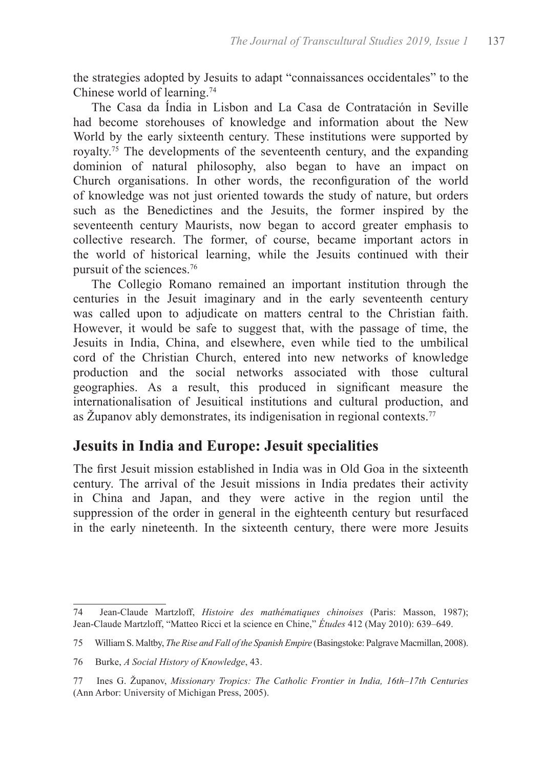the strategies adopted by Jesuits to adapt "connaissances occidentales" to the Chinese world of learning.[74]

The Casa da Índia in Lisbon and La Casa de Contratación in Seville had become storehouses of knowledge and information about the New World by the early sixteenth century. These institutions were supported by royalty.[75] The developments of the seventeenth century, and the expanding dominion of natural philosophy, also began to have an impact on Church organisations. In other words, the reconfiguration of the world of knowledge was not just oriented towards the study of nature, but orders such as the Benedictines and the Jesuits, the former inspired by the seventeenth century Maurists, now began to accord greater emphasis to collective research. The former, of course, became important actors in the world of historical learning, while the Jesuits continued with their pursuit of the sciences.[76]

The Collegio Romano remained an important institution through the centuries in the Jesuit imaginary and in the early seventeenth century was called upon to adjudicate on matters central to the Christian faith. However, it would be safe to suggest that, with the passage of time, the Jesuits in India, China, and elsewhere, even while tied to the umbilical cord of the Christian Church, entered into new networks of knowledge production and the social networks associated with those cultural geographies. As a result, this produced in significant measure the internationalisation of Jesuitical institutions and cultural production, and as Županov ably demonstrates, its indigenisation in regional contexts.[77]

## Jesuits in India and Europe: Jesuit specialities

The first Jesuit mission established in India was in Old Goa in the sixteenth century. The arrival of the Jesuit missions in India predates their activity in China and Japan, and they were active in the region until the suppression of the order in general in the eighteenth century but resurfaced in the early nineteenth. In the sixteenth century, there were more Jesuits

---

74 Jean-Claude Martzloff, *Histoire des mathématiques chinoises* (Paris: Masson, 1987); Jean-Claude Martzloff, "Matteo Ricci et la science en Chine," *Études* 412 (May 2010): 639–649.

75 William S. Maltby, *The Rise and Fall of the Spanish Empire* (Basingstoke: Palgrave Macmillan, 2008).

76 Burke, *A Social History of Knowledge*, 43.

77 Ines G. Županov, *Missionary Tropics: The Catholic Frontier in India, 16th–17th Centuries* (Ann Arbor: University of Michigan Press, 2005).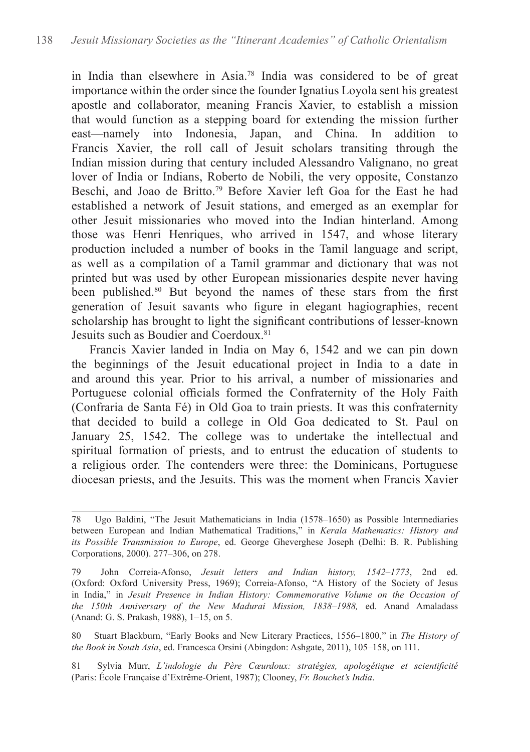in India than elsewhere in Asia.[78] India was considered to be of great importance within the order since the founder Ignatius Loyola sent his greatest apostle and collaborator, meaning Francis Xavier, to establish a mission that would function as a stepping board for extending the mission further east—namely into Indonesia, Japan, and China. In addition to Francis Xavier, the roll call of Jesuit scholars transiting through the Indian mission during that century included Alessandro Valignano, no great lover of India or Indians, Roberto de Nobili, the very opposite, Constanzo Beschi, and Joao de Britto.[79] Before Xavier left Goa for the East he had established a network of Jesuit stations, and emerged as an exemplar for other Jesuit missionaries who moved into the Indian hinterland. Among those was Henri Henriques, who arrived in 1547, and whose literary production included a number of books in the Tamil language and script, as well as a compilation of a Tamil grammar and dictionary that was not printed but was used by other European missionaries despite never having been published.[80] But beyond the names of these stars from the first generation of Jesuit savants who figure in elegant hagiographies, recent scholarship has brought to light the significant contributions of lesser-known Jesuits such as Boudier and Coerdoux.[81]

Francis Xavier landed in India on May 6, 1542 and we can pin down the beginnings of the Jesuit educational project in India to a date in and around this year. Prior to his arrival, a number of missionaries and Portuguese colonial officials formed the Confraternity of the Holy Faith (Confraria de Santa Fé) in Old Goa to train priests. It was this confraternity that decided to build a college in Old Goa dedicated to St. Paul on January 25, 1542. The college was to undertake the intellectual and spiritual formation of priests, and to entrust the education of students to a religious order. The contenders were three: the Dominicans, Portuguese diocesan priests, and the Jesuits. This was the moment when Francis Xavier

---

78 Ugo Baldini, "The Jesuit Mathematicians in India (1578–1650) as Possible Intermediaries between European and Indian Mathematical Traditions," in *Kerala Mathematics: History and its Possible Transmission to Europe*, ed. George Gheverghese Joseph (Delhi: B. R. Publishing Corporations, 2000). 277–306, on 278.

79 John Correia-Afonso, *Jesuit letters and Indian history, 1542–1773*, 2nd ed. (Oxford: Oxford University Press, 1969); Correia-Afonso, "A History of the Society of Jesus in India," in *Jesuit Presence in Indian History: Commemorative Volume on the Occasion of the 150th Anniversary of the New Madurai Mission, 1838–1988,* ed. Anand Amaladass (Anand: G. S. Prakash, 1988), 1–15, on 5.

80 Stuart Blackburn, "Early Books and New Literary Practices, 1556–1800," in *The History of the Book in South Asia*, ed. Francesca Orsini (Abingdon: Ashgate, 2011), 105–158, on 111.

81 Sylvia Murr, *L'indologie du Père Cœurdoux: stratégies, apologétique et scientificité* (Paris: École Française d'Extrême-Orient, 1987); Clooney, *Fr. Bouchet's India*.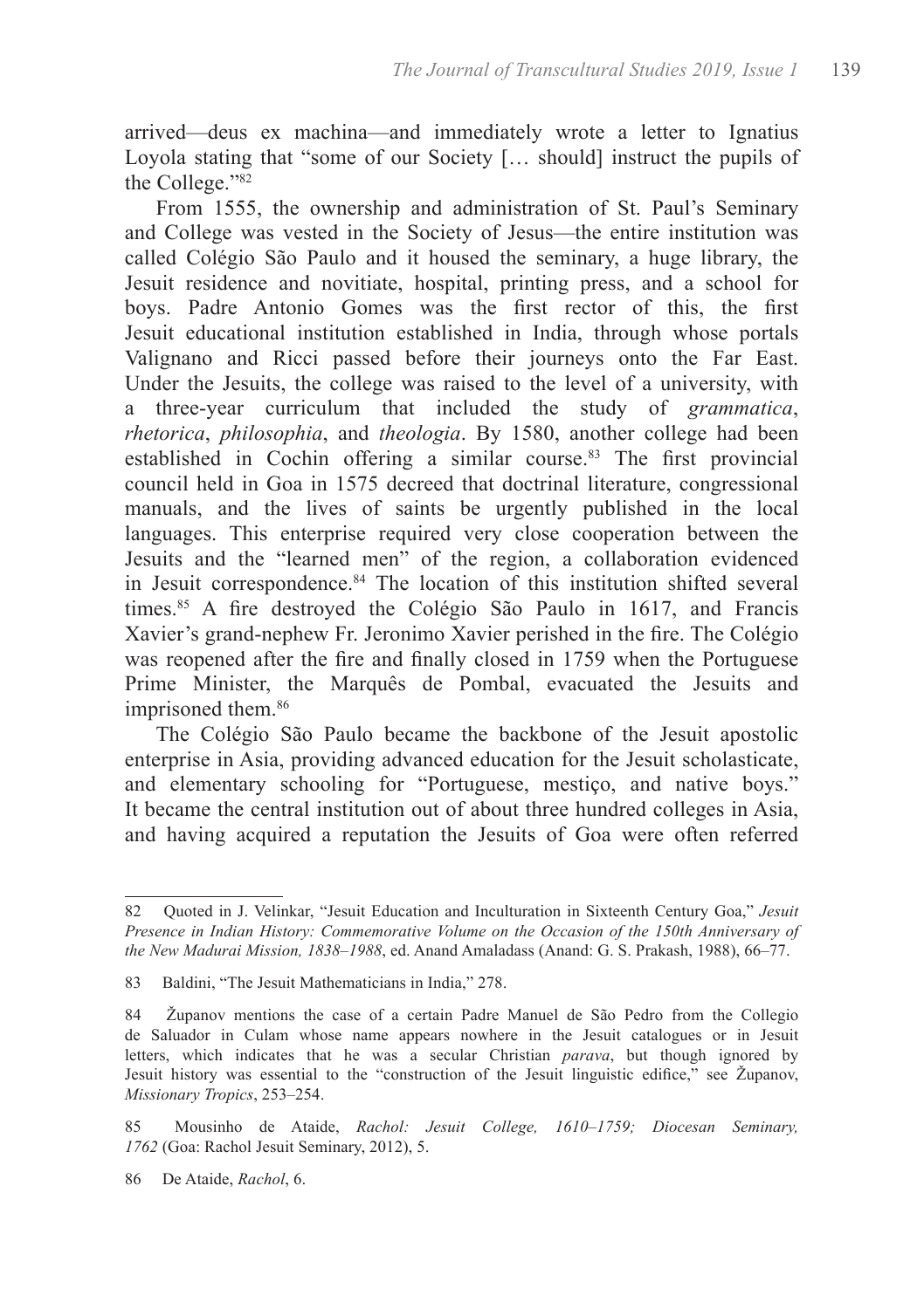arrived—deus ex machina—and immediately wrote a letter to Ignatius Loyola stating that "some of our Society [… should] instruct the pupils of the College."[82]

From 1555, the ownership and administration of St. Paul's Seminary and College was vested in the Society of Jesus—the entire institution was called Colégio São Paulo and it housed the seminary, a huge library, the Jesuit residence and novitiate, hospital, printing press, and a school for boys. Padre Antonio Gomes was the first rector of this, the first Jesuit educational institution established in India, through whose portals Valignano and Ricci passed before their journeys onto the Far East. Under the Jesuits, the college was raised to the level of a university, with a three-year curriculum that included the study of *grammatica*, *rhetorica*, *philosophia*, and *theologia*. By 1580, another college had been established in Cochin offering a similar course.[83] The first provincial council held in Goa in 1575 decreed that doctrinal literature, congressional manuals, and the lives of saints be urgently published in the local languages. This enterprise required very close cooperation between the Jesuits and the "learned men" of the region, a collaboration evidenced in Jesuit correspondence.[84] The location of this institution shifted several times.[85] A fire destroyed the Colégio São Paulo in 1617, and Francis Xavier's grand-nephew Fr. Jeronimo Xavier perished in the fire. The Colégio was reopened after the fire and finally closed in 1759 when the Portuguese Prime Minister, the Marquês de Pombal, evacuated the Jesuits and imprisoned them.[86]

The Colégio São Paulo became the backbone of the Jesuit apostolic enterprise in Asia, providing advanced education for the Jesuit scholasticate, and elementary schooling for "Portuguese, mestiço, and native boys." It became the central institution out of about three hundred colleges in Asia, and having acquired a reputation the Jesuits of Goa were often referred

---

82 Quoted in J. Velinkar, "Jesuit Education and Inculturation in Sixteenth Century Goa," *Jesuit Presence in Indian History: Commemorative Volume on the Occasion of the 150th Anniversary of the New Madurai Mission, 1838–1988*, ed. Anand Amaladass (Anand: G. S. Prakash, 1988), 66–77.

83 Baldini, "The Jesuit Mathematicians in India," 278.

84 Županov mentions the case of a certain Padre Manuel de São Pedro from the Collegio de Saluador in Culam whose name appears nowhere in the Jesuit catalogues or in Jesuit letters, which indicates that he was a secular Christian *parava*, but though ignored by Jesuit history was essential to the "construction of the Jesuit linguistic edifice," see Županov, *Missionary Tropics*, 253–254.

85 Mousinho de Ataide, *Rachol: Jesuit College, 1610–1759; Diocesan Seminary, 1762* (Goa: Rachol Jesuit Seminary, 2012), 5.

86 De Ataide, *Rachol*, 6.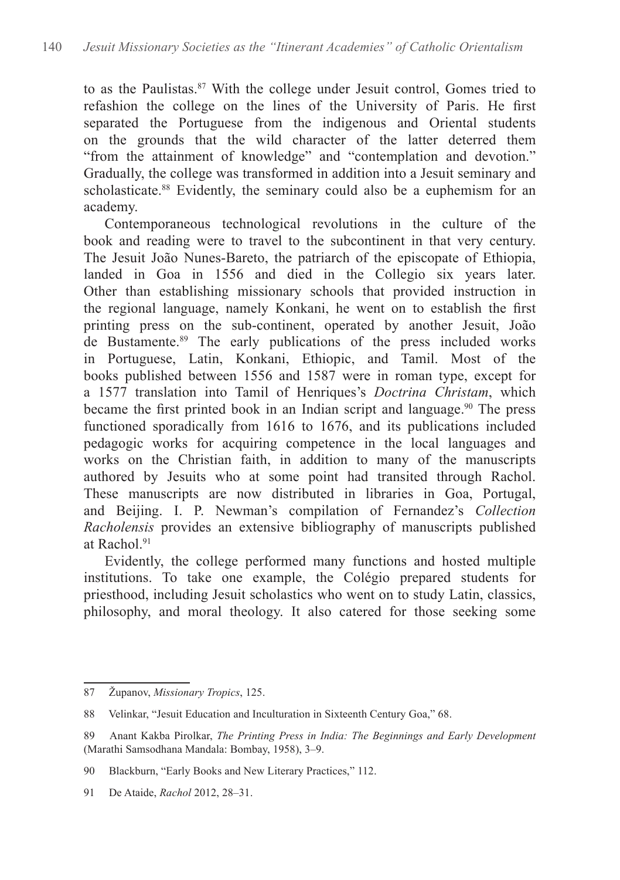to as the Paulistas.[87] With the college under Jesuit control, Gomes tried to refashion the college on the lines of the University of Paris. He first separated the Portuguese from the indigenous and Oriental students on the grounds that the wild character of the latter deterred them "from the attainment of knowledge" and "contemplation and devotion." Gradually, the college was transformed in addition into a Jesuit seminary and scholasticate.[88] Evidently, the seminary could also be a euphemism for an academy.

Contemporaneous technological revolutions in the culture of the book and reading were to travel to the subcontinent in that very century. The Jesuit João Nunes-Bareto, the patriarch of the episcopate of Ethiopia, landed in Goa in 1556 and died in the Collegio six years later. Other than establishing missionary schools that provided instruction in the regional language, namely Konkani, he went on to establish the first printing press on the sub-continent, operated by another Jesuit, João de Bustamente.[89] The early publications of the press included works in Portuguese, Latin, Konkani, Ethiopic, and Tamil. Most of the books published between 1556 and 1587 were in roman type, except for a 1577 translation into Tamil of Henriques's *Doctrina Christam*, which became the first printed book in an Indian script and language.[90] The press functioned sporadically from 1616 to 1676, and its publications included pedagogic works for acquiring competence in the local languages and works on the Christian faith, in addition to many of the manuscripts authored by Jesuits who at some point had transited through Rachol. These manuscripts are now distributed in libraries in Goa, Portugal, and Beijing. I. P. Newman's compilation of Fernandez's *Collection Racholensis* provides an extensive bibliography of manuscripts published at Rachol.[91]

Evidently, the college performed many functions and hosted multiple institutions. To take one example, the Colégio prepared students for priesthood, including Jesuit scholastics who went on to study Latin, classics, philosophy, and moral theology. It also catered for those seeking some

---

87 Županov, *Missionary Tropics*, 125.

88 Velinkar, "Jesuit Education and Inculturation in Sixteenth Century Goa," 68.

89 Anant Kakba Pirolkar, *The Printing Press in India: The Beginnings and Early Development* (Marathi Samsodhana Mandala: Bombay, 1958), 3–9.

90 Blackburn, "Early Books and New Literary Practices," 112.

91 De Ataide, *Rachol* 2012, 28–31.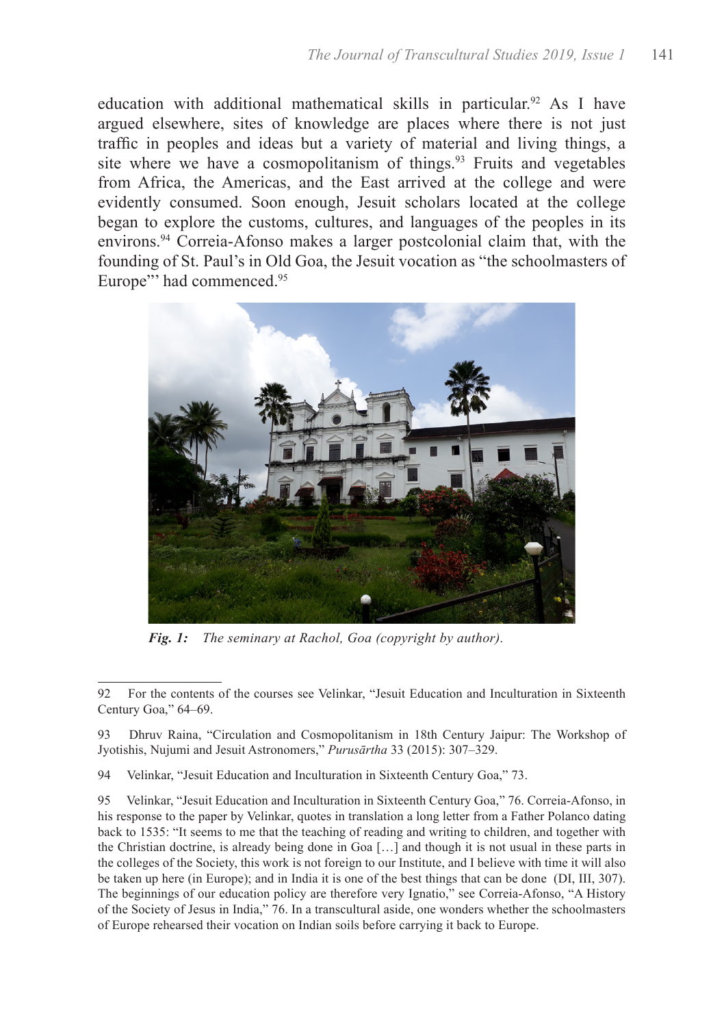education with additional mathematical skills in particular.[92] As I have argued elsewhere, sites of knowledge are places where there is not just traffic in peoples and ideas but a variety of material and living things, a site where we have a cosmopolitanism of things.[93] Fruits and vegetables from Africa, the Americas, and the East arrived at the college and were evidently consumed. Soon enough, Jesuit scholars located at the college began to explore the customs, cultures, and languages of the peoples in its environs.[94] Correia-Afonso makes a larger postcolonial claim that, with the founding of St. Paul's in Old Goa, the Jesuit vocation as "the schoolmasters of Europe"' had commenced.[95]

***Fig. 1:*** *The seminary at Rachol, Goa (copyright by author).*

---

92 For the contents of the courses see Velinkar, "Jesuit Education and Inculturation in Sixteenth Century Goa," 64–69.

93 Dhruv Raina, "Circulation and Cosmopolitanism in 18th Century Jaipur: The Workshop of Jyotishis, Nujumi and Jesuit Astronomers," *Purusārtha* 33 (2015): 307–329.

94 Velinkar, "Jesuit Education and Inculturation in Sixteenth Century Goa," 73.

95 Velinkar, "Jesuit Education and Inculturation in Sixteenth Century Goa," 76. Correia-Afonso, in his response to the paper by Velinkar, quotes in translation a long letter from a Father Polanco dating back to 1535: "It seems to me that the teaching of reading and writing to children, and together with the Christian doctrine, is already being done in Goa […] and though it is not usual in these parts in the colleges of the Society, this work is not foreign to our Institute, and I believe with time it will also be taken up here (in Europe); and in India it is one of the best things that can be done (DI, III, 307). The beginnings of our education policy are therefore very Ignatio," see Correia-Afonso, "A History of the Society of Jesus in India," 76. In a transcultural aside, one wonders whether the schoolmasters of Europe rehearsed their vocation on Indian soils before carrying it back to Europe.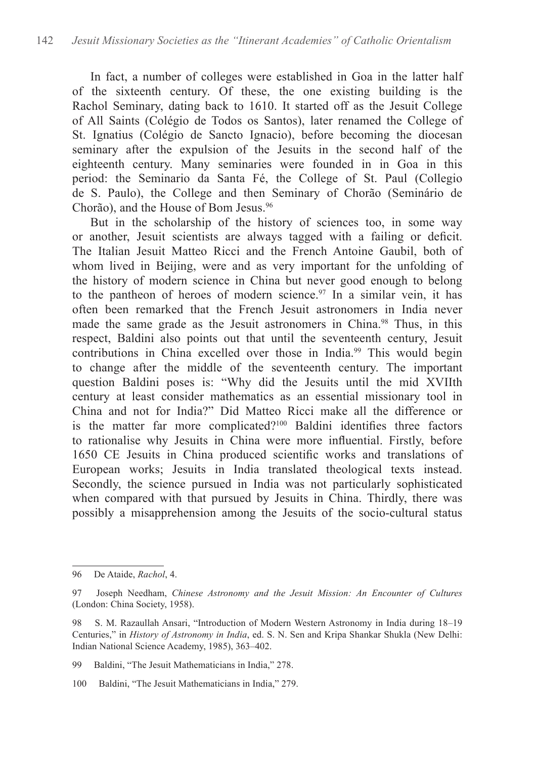In fact, a number of colleges were established in Goa in the latter half of the sixteenth century. Of these, the one existing building is the Rachol Seminary, dating back to 1610. It started off as the Jesuit College of All Saints (Colégio de Todos os Santos), later renamed the College of St. Ignatius (Colégio de Sancto Ignacio), before becoming the diocesan seminary after the expulsion of the Jesuits in the second half of the eighteenth century. Many seminaries were founded in in Goa in this period: the Seminario da Santa Fé, the College of St. Paul (Collegio de S. Paulo), the College and then Seminary of Chorão (Seminário de Chorão), and the House of Bom Jesus.[96]

But in the scholarship of the history of sciences too, in some way or another, Jesuit scientists are always tagged with a failing or deficit. The Italian Jesuit Matteo Ricci and the French Antoine Gaubil, both of whom lived in Beijing, were and as very important for the unfolding of the history of modern science in China but never good enough to belong to the pantheon of heroes of modern science.[97] In a similar vein, it has often been remarked that the French Jesuit astronomers in India never made the same grade as the Jesuit astronomers in China.[98] Thus, in this respect, Baldini also points out that until the seventeenth century, Jesuit contributions in China excelled over those in India.[99] This would begin to change after the middle of the seventeenth century. The important question Baldini poses is: "Why did the Jesuits until the mid XVIIth century at least consider mathematics as an essential missionary tool in China and not for India?" Did Matteo Ricci make all the difference or is the matter far more complicated?[100] Baldini identifies three factors to rationalise why Jesuits in China were more influential. Firstly, before 1650 CE Jesuits in China produced scientific works and translations of European works; Jesuits in India translated theological texts instead. Secondly, the science pursued in India was not particularly sophisticated when compared with that pursued by Jesuits in China. Thirdly, there was possibly a misapprehension among the Jesuits of the socio-cultural status

---

96 De Ataide, *Rachol*, 4.

97 Joseph Needham, *Chinese Astronomy and the Jesuit Mission: An Encounter of Cultures* (London: China Society, 1958).

98 S. M. Razaullah Ansari, "Introduction of Modern Western Astronomy in India during 18–19 Centuries," in *History of Astronomy in India*, ed. S. N. Sen and Kripa Shankar Shukla (New Delhi: Indian National Science Academy, 1985), 363–402.

99 Baldini, "The Jesuit Mathematicians in India," 278.

100 Baldini, "The Jesuit Mathematicians in India," 279.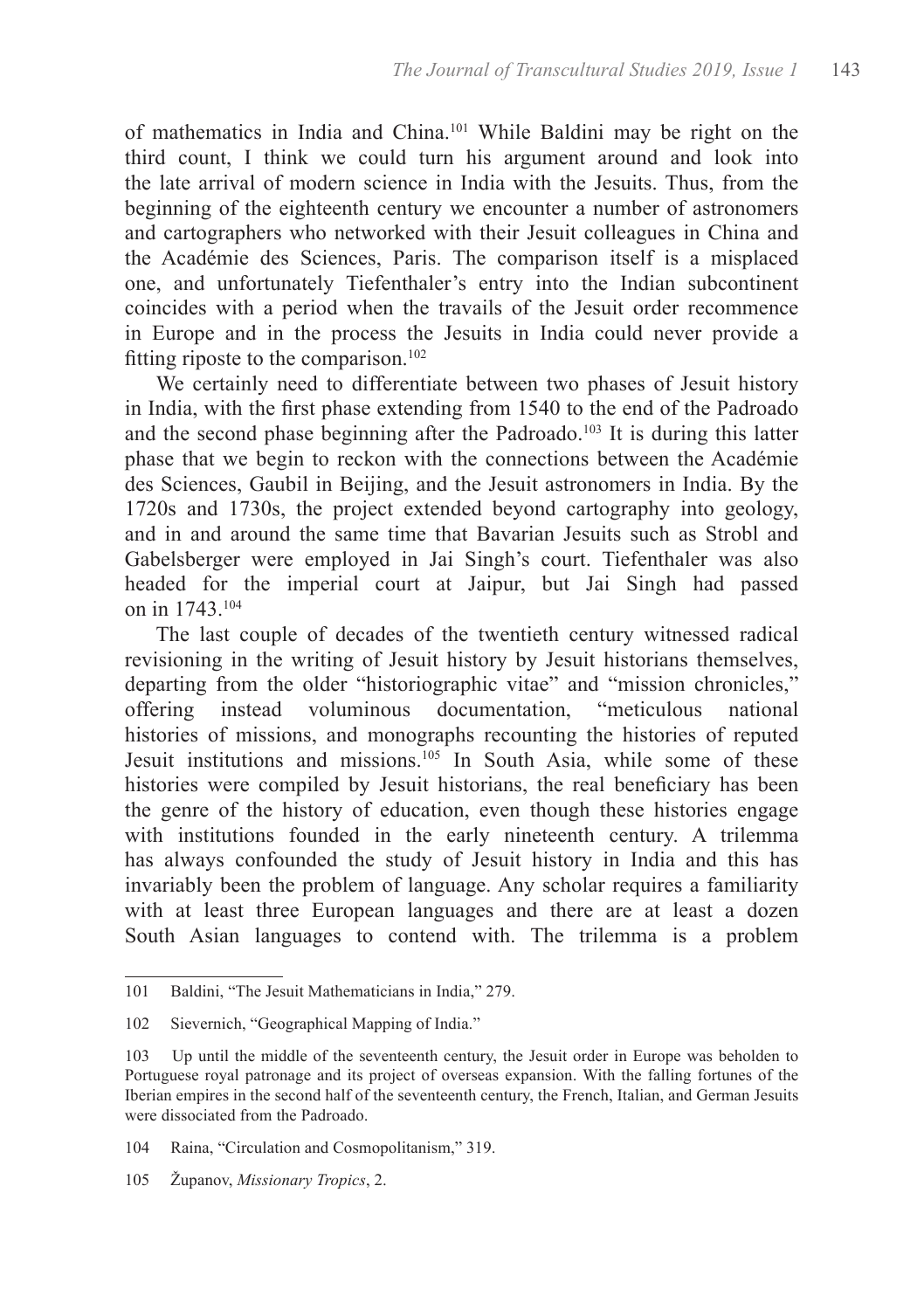of mathematics in India and China.[101] While Baldini may be right on the third count, I think we could turn his argument around and look into the late arrival of modern science in India with the Jesuits. Thus, from the beginning of the eighteenth century we encounter a number of astronomers and cartographers who networked with their Jesuit colleagues in China and the Académie des Sciences, Paris. The comparison itself is a misplaced one, and unfortunately Tiefenthaler's entry into the Indian subcontinent coincides with a period when the travails of the Jesuit order recommence in Europe and in the process the Jesuits in India could never provide a fitting riposte to the comparison.[102]

We certainly need to differentiate between two phases of Jesuit history in India, with the first phase extending from 1540 to the end of the Padroado and the second phase beginning after the Padroado.[103] It is during this latter phase that we begin to reckon with the connections between the Académie des Sciences, Gaubil in Beijing, and the Jesuit astronomers in India. By the 1720s and 1730s, the project extended beyond cartography into geology, and in and around the same time that Bavarian Jesuits such as Strobl and Gabelsberger were employed in Jai Singh's court. Tiefenthaler was also headed for the imperial court at Jaipur, but Jai Singh had passed on in 1743.[104]

The last couple of decades of the twentieth century witnessed radical revisioning in the writing of Jesuit history by Jesuit historians themselves, departing from the older "historiographic vitae" and "mission chronicles," offering instead voluminous documentation, "meticulous national histories of missions, and monographs recounting the histories of reputed Jesuit institutions and missions.[105] In South Asia, while some of these histories were compiled by Jesuit historians, the real beneficiary has been the genre of the history of education, even though these histories engage with institutions founded in the early nineteenth century. A trilemma has always confounded the study of Jesuit history in India and this has invariably been the problem of language. Any scholar requires a familiarity with at least three European languages and there are at least a dozen South Asian languages to contend with. The trilemma is a problem

---

101 Baldini, "The Jesuit Mathematicians in India," 279.

102 Sievernich, "Geographical Mapping of India."

103 Up until the middle of the seventeenth century, the Jesuit order in Europe was beholden to Portuguese royal patronage and its project of overseas expansion. With the falling fortunes of the Iberian empires in the second half of the seventeenth century, the French, Italian, and German Jesuits were dissociated from the Padroado.

104 Raina, "Circulation and Cosmopolitanism," 319.

105 Županov, *Missionary Tropics*, 2.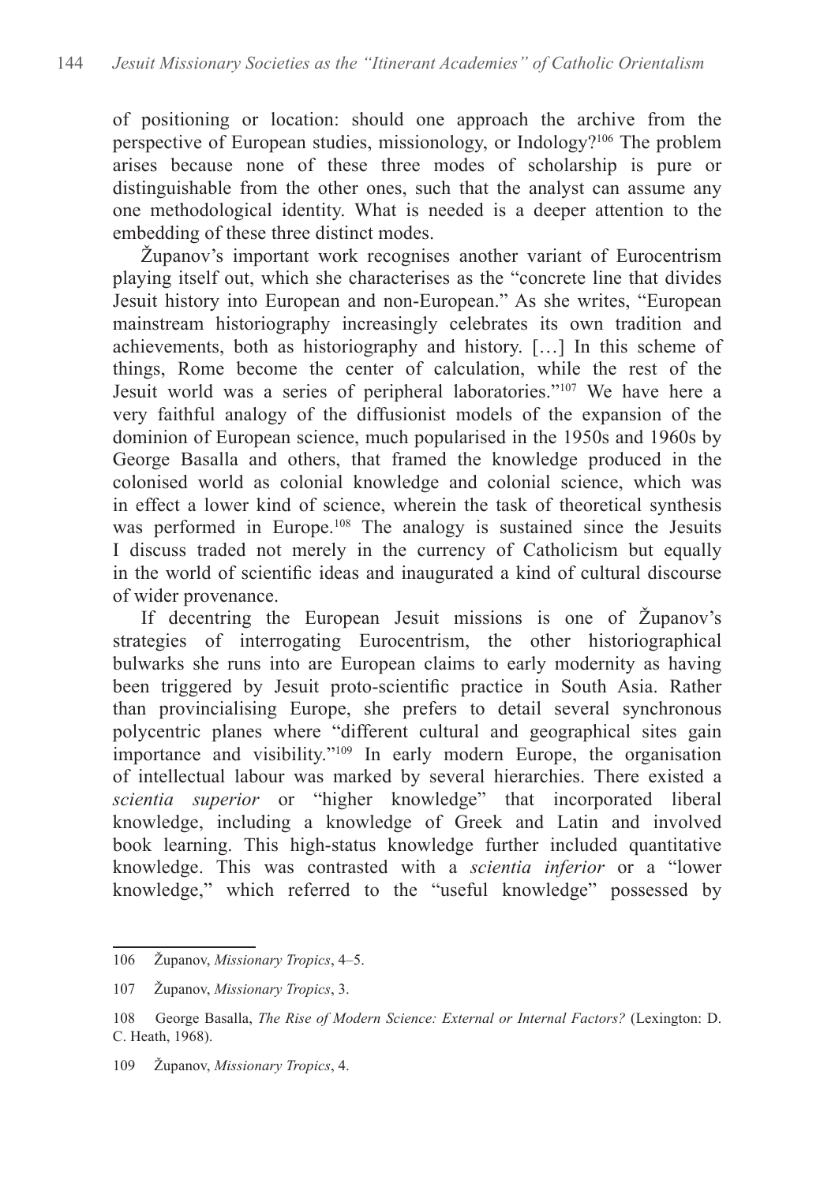of positioning or location: should one approach the archive from the perspective of European studies, missionology, or Indology?[106] The problem arises because none of these three modes of scholarship is pure or distinguishable from the other ones, such that the analyst can assume any one methodological identity. What is needed is a deeper attention to the embedding of these three distinct modes.

Županov's important work recognises another variant of Eurocentrism playing itself out, which she characterises as the "concrete line that divides Jesuit history into European and non-European." As she writes, "European mainstream historiography increasingly celebrates its own tradition and achievements, both as historiography and history. […] In this scheme of things, Rome become the center of calculation, while the rest of the Jesuit world was a series of peripheral laboratories."[107] We have here a very faithful analogy of the diffusionist models of the expansion of the dominion of European science, much popularised in the 1950s and 1960s by George Basalla and others, that framed the knowledge produced in the colonised world as colonial knowledge and colonial science, which was in effect a lower kind of science, wherein the task of theoretical synthesis was performed in Europe.[108] The analogy is sustained since the Jesuits I discuss traded not merely in the currency of Catholicism but equally in the world of scientific ideas and inaugurated a kind of cultural discourse of wider provenance.

If decentring the European Jesuit missions is one of Županov's strategies of interrogating Eurocentrism, the other historiographical bulwarks she runs into are European claims to early modernity as having been triggered by Jesuit proto-scientific practice in South Asia. Rather than provincialising Europe, she prefers to detail several synchronous polycentric planes where "different cultural and geographical sites gain importance and visibility."[109] In early modern Europe, the organisation of intellectual labour was marked by several hierarchies. There existed a *scientia superior* or "higher knowledge" that incorporated liberal knowledge, including a knowledge of Greek and Latin and involved book learning. This high-status knowledge further included quantitative knowledge. This was contrasted with a *scientia inferior* or a "lower knowledge," which referred to the "useful knowledge" possessed by

---

106 Županov, *Missionary Tropics*, 4–5.

107 Županov, *Missionary Tropics*, 3.

108 George Basalla, *The Rise of Modern Science: External or Internal Factors?* (Lexington: D. C. Heath, 1968).

109 Županov, *Missionary Tropics*, 4.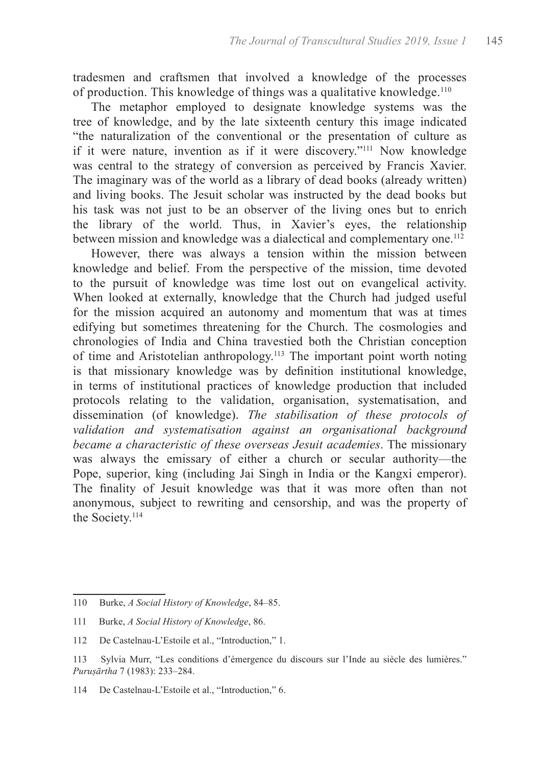tradesmen and craftsmen that involved a knowledge of the processes of production. This knowledge of things was a qualitative knowledge.[110]

The metaphor employed to designate knowledge systems was the tree of knowledge, and by the late sixteenth century this image indicated "the naturalization of the conventional or the presentation of culture as if it were nature, invention as if it were discovery."[111] Now knowledge was central to the strategy of conversion as perceived by Francis Xavier. The imaginary was of the world as a library of dead books (already written) and living books. The Jesuit scholar was instructed by the dead books but his task was not just to be an observer of the living ones but to enrich the library of the world. Thus, in Xavier's eyes, the relationship between mission and knowledge was a dialectical and complementary one.[112]

However, there was always a tension within the mission between knowledge and belief. From the perspective of the mission, time devoted to the pursuit of knowledge was time lost out on evangelical activity. When looked at externally, knowledge that the Church had judged useful for the mission acquired an autonomy and momentum that was at times edifying but sometimes threatening for the Church. The cosmologies and chronologies of India and China travestied both the Christian conception of time and Aristotelian anthropology.[113] The important point worth noting is that missionary knowledge was by definition institutional knowledge, in terms of institutional practices of knowledge production that included protocols relating to the validation, organisation, systematisation, and dissemination (of knowledge). *The stabilisation of these protocols of validation and systematisation against an organisational background became a characteristic of these overseas Jesuit academies*. The missionary was always the emissary of either a church or secular authority—the Pope, superior, king (including Jai Singh in India or the Kangxi emperor). The finality of Jesuit knowledge was that it was more often than not anonymous, subject to rewriting and censorship, and was the property of the Society.[114]

---

110 Burke, *A Social History of Knowledge*, 84–85.

111 Burke, *A Social History of Knowledge*, 86.

112 De Castelnau-L'Estoile et al., "Introduction," 1.

113 Sylvia Murr, "Les conditions d'émergence du discours sur l'Inde au siècle des lumières." *Puruṣārtha* 7 (1983): 233–284.

114 De Castelnau-L'Estoile et al., "Introduction," 6.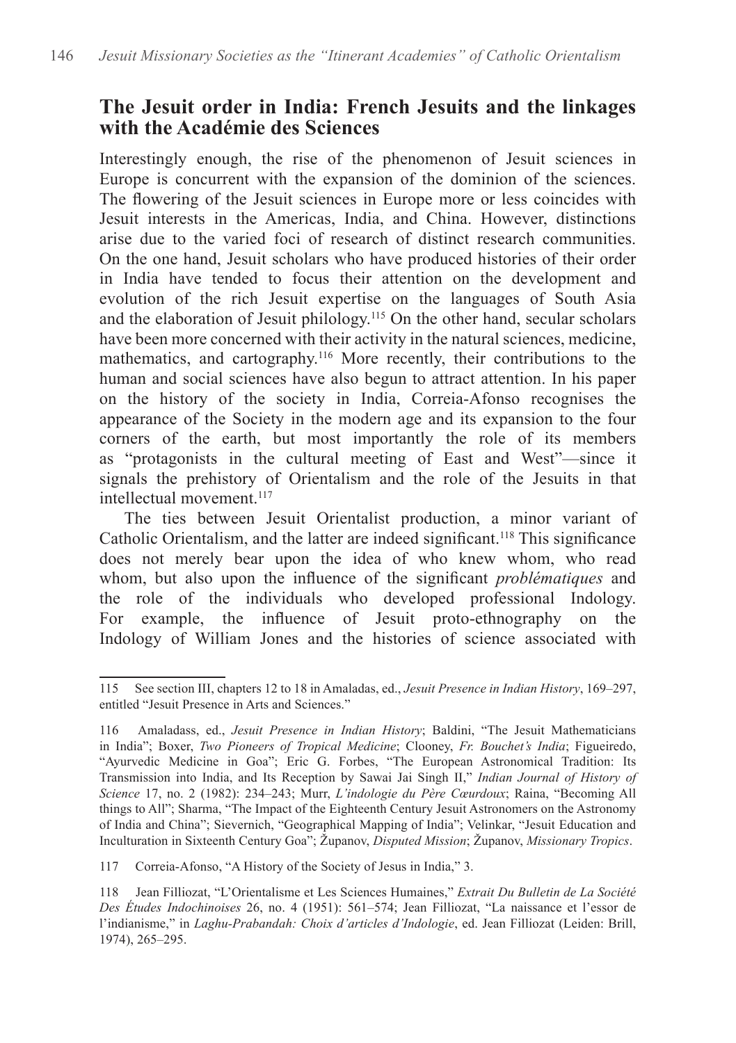## The Jesuit order in India: French Jesuits and the linkages with the Académie des Sciences

Interestingly enough, the rise of the phenomenon of Jesuit sciences in Europe is concurrent with the expansion of the dominion of the sciences. The flowering of the Jesuit sciences in Europe more or less coincides with Jesuit interests in the Americas, India, and China. However, distinctions arise due to the varied foci of research of distinct research communities. On the one hand, Jesuit scholars who have produced histories of their order in India have tended to focus their attention on the development and evolution of the rich Jesuit expertise on the languages of South Asia and the elaboration of Jesuit philology.[115] On the other hand, secular scholars have been more concerned with their activity in the natural sciences, medicine, mathematics, and cartography.[116] More recently, their contributions to the human and social sciences have also begun to attract attention. In his paper on the history of the society in India, Correia-Afonso recognises the appearance of the Society in the modern age and its expansion to the four corners of the earth, but most importantly the role of its members as "protagonists in the cultural meeting of East and West"—since it signals the prehistory of Orientalism and the role of the Jesuits in that intellectual movement.[117]

The ties between Jesuit Orientalist production, a minor variant of Catholic Orientalism, and the latter are indeed significant.[118] This significance does not merely bear upon the idea of who knew whom, who read whom, but also upon the influence of the significant *problématiques* and the role of the individuals who developed professional Indology. For example, the influence of Jesuit proto-ethnography on the Indology of William Jones and the histories of science associated with

---

115 See section III, chapters 12 to 18 in Amaladas, ed., *Jesuit Presence in Indian History*, 169–297, entitled "Jesuit Presence in Arts and Sciences."

116 Amaladass, ed., *Jesuit Presence in Indian History*; Baldini, "The Jesuit Mathematicians in India"; Boxer, *Two Pioneers of Tropical Medicine*; Clooney, *Fr. Bouchet's India*; Figueiredo, "Ayurvedic Medicine in Goa"; Eric G. Forbes, "The European Astronomical Tradition: Its Transmission into India, and Its Reception by Sawai Jai Singh II," *Indian Journal of History of Science* 17, no. 2 (1982): 234–243; Murr, *L'indologie du Père Cœurdoux*; Raina, "Becoming All things to All"; Sharma, "The Impact of the Eighteenth Century Jesuit Astronomers on the Astronomy of India and China"; Sievernich, "Geographical Mapping of India"; Velinkar, "Jesuit Education and Inculturation in Sixteenth Century Goa"; Županov, *Disputed Mission*; Županov, *Missionary Tropics*.

117 Correia-Afonso, "A History of the Society of Jesus in India," 3.

118 Jean Filliozat, "L'Orientalisme et Les Sciences Humaines," *Extrait Du Bulletin de La Société Des Études Indochinoises* 26, no. 4 (1951): 561–574; Jean Filliozat, "La naissance et l'essor de l'indianisme," in *Laghu-Prabandah: Choix d'articles d'Indologie*, ed. Jean Filliozat (Leiden: Brill, 1974), 265–295.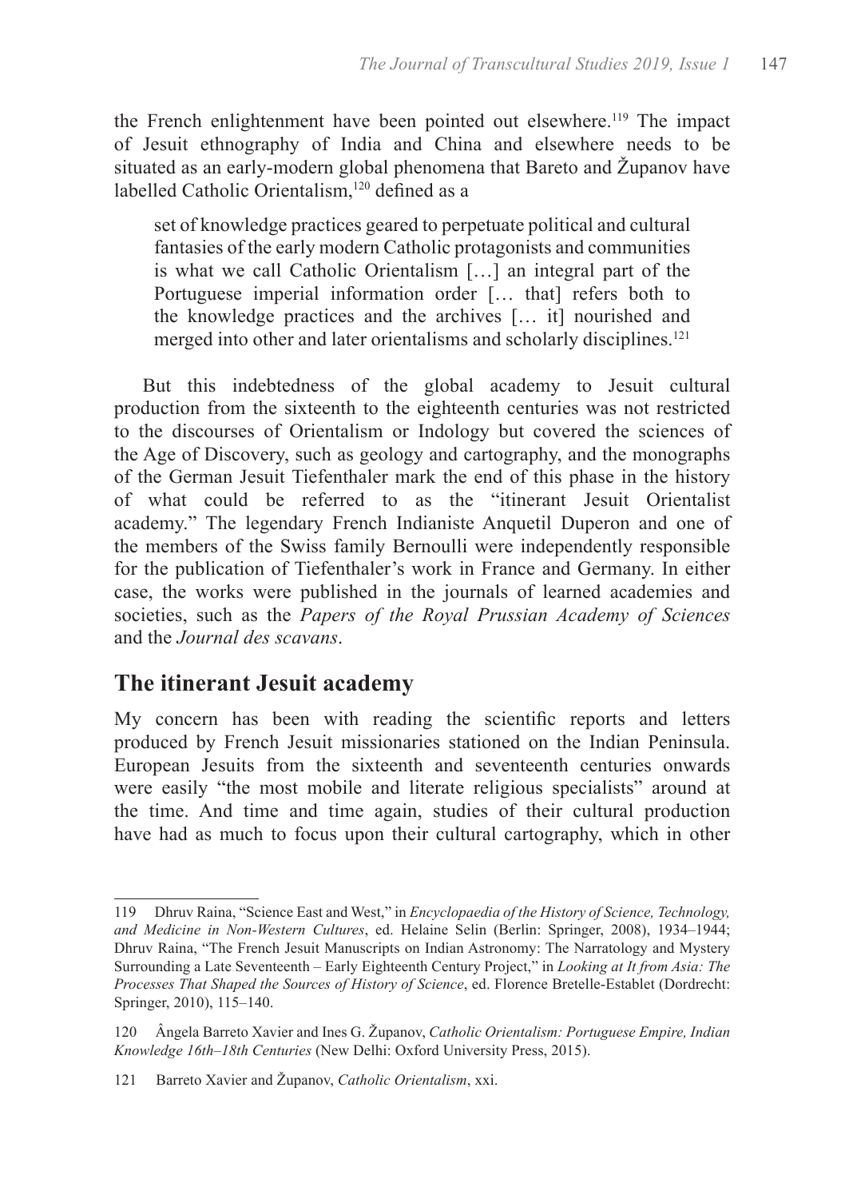the French enlightenment have been pointed out elsewhere.[119] The impact of Jesuit ethnography of India and China and elsewhere needs to be situated as an early-modern global phenomena that Bareto and Županov have labelled Catholic Orientalism,[120] defined as a

> set of knowledge practices geared to perpetuate political and cultural fantasies of the early modern Catholic protagonists and communities is what we call Catholic Orientalism […] an integral part of the Portuguese imperial information order [… that] refers both to the knowledge practices and the archives [… it] nourished and merged into other and later orientalisms and scholarly disciplines.[121]

But this indebtedness of the global academy to Jesuit cultural production from the sixteenth to the eighteenth centuries was not restricted to the discourses of Orientalism or Indology but covered the sciences of the Age of Discovery, such as geology and cartography, and the monographs of the German Jesuit Tiefenthaler mark the end of this phase in the history of what could be referred to as the "itinerant Jesuit Orientalist academy." The legendary French Indianiste Anquetil Duperon and one of the members of the Swiss family Bernoulli were independently responsible for the publication of Tiefenthaler's work in France and Germany. In either case, the works were published in the journals of learned academies and societies, such as the *Papers of the Royal Prussian Academy of Sciences* and the *Journal des scavans*.

## The itinerant Jesuit academy

My concern has been with reading the scientific reports and letters produced by French Jesuit missionaries stationed on the Indian Peninsula. European Jesuits from the sixteenth and seventeenth centuries onwards were easily "the most mobile and literate religious specialists" around at the time. And time and time again, studies of their cultural production have had as much to focus upon their cultural cartography, which in other

---

119 Dhruv Raina, "Science East and West," in *Encyclopaedia of the History of Science, Technology, and Medicine in Non-Western Cultures*, ed. Helaine Selin (Berlin: Springer, 2008), 1934–1944; Dhruv Raina, "The French Jesuit Manuscripts on Indian Astronomy: The Narratology and Mystery Surrounding a Late Seventeenth – Early Eighteenth Century Project," in *Looking at It from Asia: The Processes That Shaped the Sources of History of Science*, ed. Florence Bretelle-Establet (Dordrecht: Springer, 2010), 115–140.

120 Ângela Barreto Xavier and Ines G. Županov, *Catholic Orientalism: Portuguese Empire, Indian Knowledge 16th–18th Centuries* (New Delhi: Oxford University Press, 2015).

121 Barreto Xavier and Županov, *Catholic Orientalism*, xxi.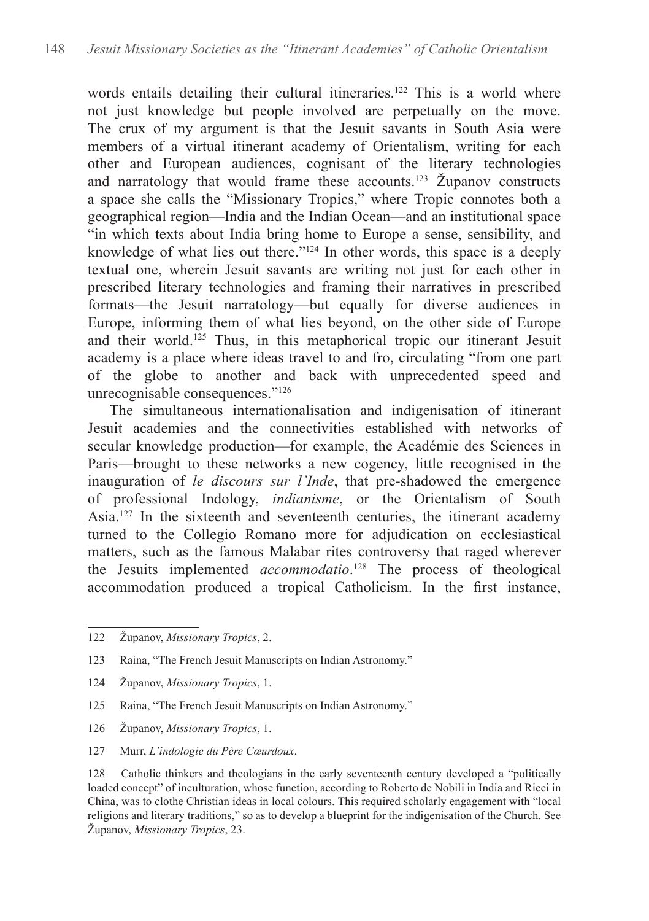words entails detailing their cultural itineraries.[122] This is a world where not just knowledge but people involved are perpetually on the move. The crux of my argument is that the Jesuit savants in South Asia were members of a virtual itinerant academy of Orientalism, writing for each other and European audiences, cognisant of the literary technologies and narratology that would frame these accounts.[123] Županov constructs a space she calls the "Missionary Tropics," where Tropic connotes both a geographical region—India and the Indian Ocean—and an institutional space "in which texts about India bring home to Europe a sense, sensibility, and knowledge of what lies out there."[124] In other words, this space is a deeply textual one, wherein Jesuit savants are writing not just for each other in prescribed literary technologies and framing their narratives in prescribed formats—the Jesuit narratology—but equally for diverse audiences in Europe, informing them of what lies beyond, on the other side of Europe and their world.[125] Thus, in this metaphorical tropic our itinerant Jesuit academy is a place where ideas travel to and fro, circulating "from one part of the globe to another and back with unprecedented speed and unrecognisable consequences."[126]

The simultaneous internationalisation and indigenisation of itinerant Jesuit academies and the connectivities established with networks of secular knowledge production—for example, the Académie des Sciences in Paris—brought to these networks a new cogency, little recognised in the inauguration of *le discours sur l'Inde*, that pre-shadowed the emergence of professional Indology, *indianisme*, or the Orientalism of South Asia.[127] In the sixteenth and seventeenth centuries, the itinerant academy turned to the Collegio Romano more for adjudication on ecclesiastical matters, such as the famous Malabar rites controversy that raged wherever the Jesuits implemented *accommodatio*.[128] The process of theological accommodation produced a tropical Catholicism. In the first instance,

---

122 Županov, *Missionary Tropics*, 2.

123 Raina, "The French Jesuit Manuscripts on Indian Astronomy."

124 Županov, *Missionary Tropics*, 1.

125 Raina, "The French Jesuit Manuscripts on Indian Astronomy."

126 Županov, *Missionary Tropics*, 1.

127 Murr, *L'indologie du Père Cœurdoux*.

128 Catholic thinkers and theologians in the early seventeenth century developed a "politically loaded concept" of inculturation, whose function, according to Roberto de Nobili in India and Ricci in China, was to clothe Christian ideas in local colours. This required scholarly engagement with "local religions and literary traditions," so as to develop a blueprint for the indigenisation of the Church. See Županov, *Missionary Tropics*, 23.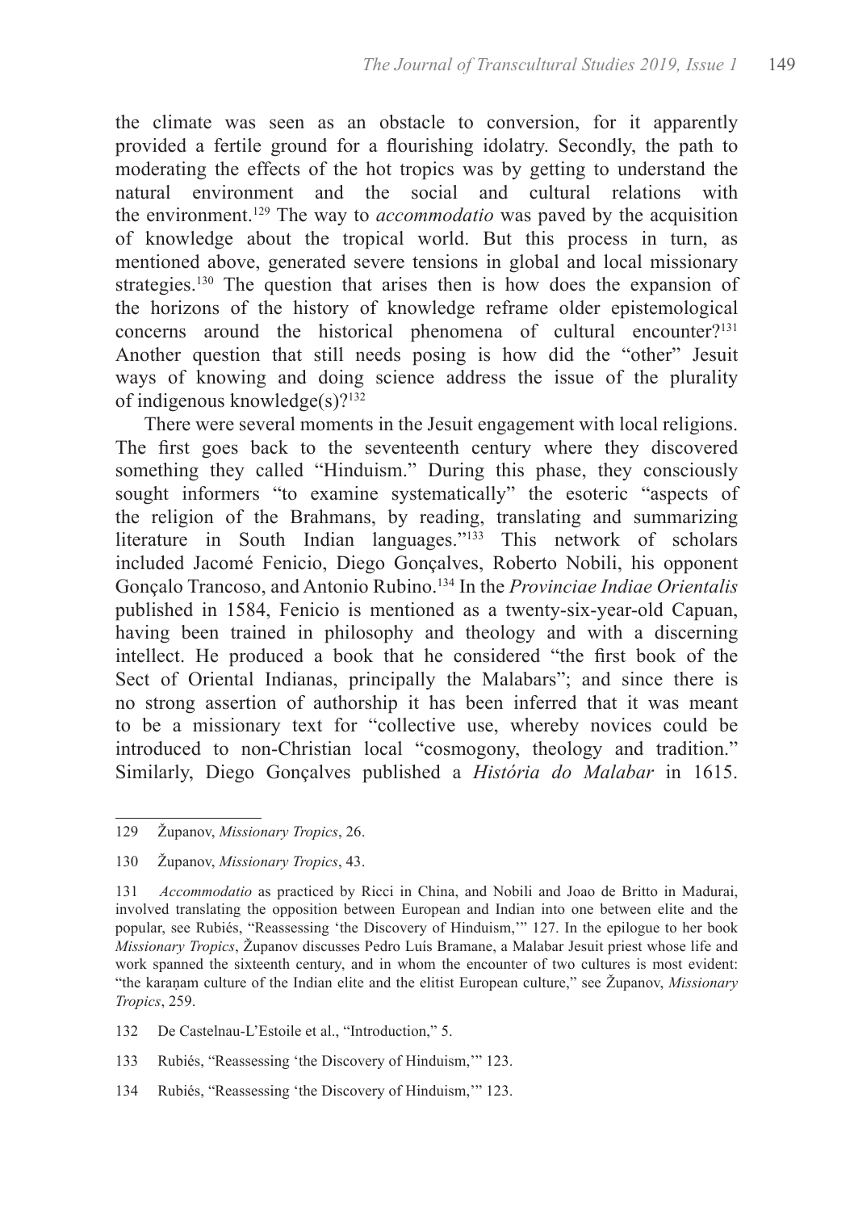the climate was seen as an obstacle to conversion, for it apparently provided a fertile ground for a flourishing idolatry. Secondly, the path to moderating the effects of the hot tropics was by getting to understand the natural environment and the social and cultural relations with the environment.[129] The way to *accommodatio* was paved by the acquisition of knowledge about the tropical world. But this process in turn, as mentioned above, generated severe tensions in global and local missionary strategies.[130] The question that arises then is how does the expansion of the horizons of the history of knowledge reframe older epistemological concerns around the historical phenomena of cultural encounter?[131] Another question that still needs posing is how did the "other" Jesuit ways of knowing and doing science address the issue of the plurality of indigenous knowledge(s)?[132]

There were several moments in the Jesuit engagement with local religions. The first goes back to the seventeenth century where they discovered something they called "Hinduism." During this phase, they consciously sought informers "to examine systematically" the esoteric "aspects of the religion of the Brahmans, by reading, translating and summarizing literature in South Indian languages."[133] This network of scholars included Jacomé Fenicio, Diego Gonçalves, Roberto Nobili, his opponent Gonçalo Trancoso, and Antonio Rubino.[134] In the *Provinciae Indiae Orientalis* published in 1584, Fenicio is mentioned as a twenty-six-year-old Capuan, having been trained in philosophy and theology and with a discerning intellect. He produced a book that he considered "the first book of the Sect of Oriental Indianas, principally the Malabars"; and since there is no strong assertion of authorship it has been inferred that it was meant to be a missionary text for "collective use, whereby novices could be introduced to non-Christian local "cosmogony, theology and tradition." Similarly, Diego Gonçalves published a *História do Malabar* in 1615.

---

129 Županov, *Missionary Tropics*, 26.

130 Županov, *Missionary Tropics*, 43.

131 *Accommodatio* as practiced by Ricci in China, and Nobili and Joao de Britto in Madurai, involved translating the opposition between European and Indian into one between elite and the popular, see Rubiés, "Reassessing 'the Discovery of Hinduism,'" 127. In the epilogue to her book *Missionary Tropics*, Županov discusses Pedro Luís Bramane, a Malabar Jesuit priest whose life and work spanned the sixteenth century, and in whom the encounter of two cultures is most evident: "the karaṇam culture of the Indian elite and the elitist European culture," see Županov, *Missionary Tropics*, 259.

132 De Castelnau-L'Estoile et al., "Introduction," 5.

133 Rubiés, "Reassessing 'the Discovery of Hinduism,'" 123.

134 Rubiés, "Reassessing 'the Discovery of Hinduism,'" 123.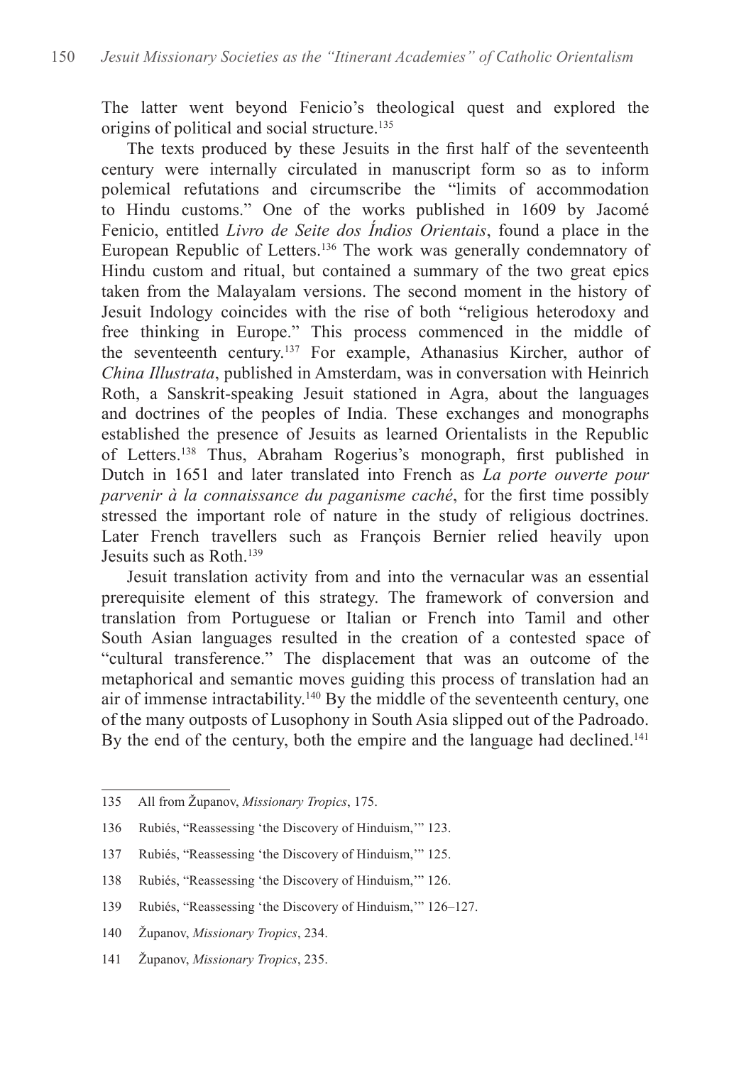The latter went beyond Fenicio's theological quest and explored the origins of political and social structure.[135]

The texts produced by these Jesuits in the first half of the seventeenth century were internally circulated in manuscript form so as to inform polemical refutations and circumscribe the "limits of accommodation to Hindu customs." One of the works published in 1609 by Jacomé Fenicio, entitled *Livro de Seite dos Índios Orientais*, found a place in the European Republic of Letters.[136] The work was generally condemnatory of Hindu custom and ritual, but contained a summary of the two great epics taken from the Malayalam versions. The second moment in the history of Jesuit Indology coincides with the rise of both "religious heterodoxy and free thinking in Europe." This process commenced in the middle of the seventeenth century.[137] For example, Athanasius Kircher, author of *China Illustrata*, published in Amsterdam, was in conversation with Heinrich Roth, a Sanskrit-speaking Jesuit stationed in Agra, about the languages and doctrines of the peoples of India. These exchanges and monographs established the presence of Jesuits as learned Orientalists in the Republic of Letters.[138] Thus, Abraham Rogerius's monograph, first published in Dutch in 1651 and later translated into French as *La porte ouverte pour parvenir à la connaissance du paganisme caché*, for the first time possibly stressed the important role of nature in the study of religious doctrines. Later French travellers such as François Bernier relied heavily upon Jesuits such as Roth.[139]

Jesuit translation activity from and into the vernacular was an essential prerequisite element of this strategy. The framework of conversion and translation from Portuguese or Italian or French into Tamil and other South Asian languages resulted in the creation of a contested space of "cultural transference." The displacement that was an outcome of the metaphorical and semantic moves guiding this process of translation had an air of immense intractability.[140] By the middle of the seventeenth century, one of the many outposts of Lusophony in South Asia slipped out of the Padroado. By the end of the century, both the empire and the language had declined.[141]

---

135 All from Županov, *Missionary Tropics*, 175.

136 Rubiés, "Reassessing 'the Discovery of Hinduism,'" 123.

137 Rubiés, "Reassessing 'the Discovery of Hinduism,'" 125.

138 Rubiés, "Reassessing 'the Discovery of Hinduism,'" 126.

139 Rubiés, "Reassessing 'the Discovery of Hinduism,'" 126–127.

140 Županov, *Missionary Tropics*, 234.

141 Županov, *Missionary Tropics*, 235.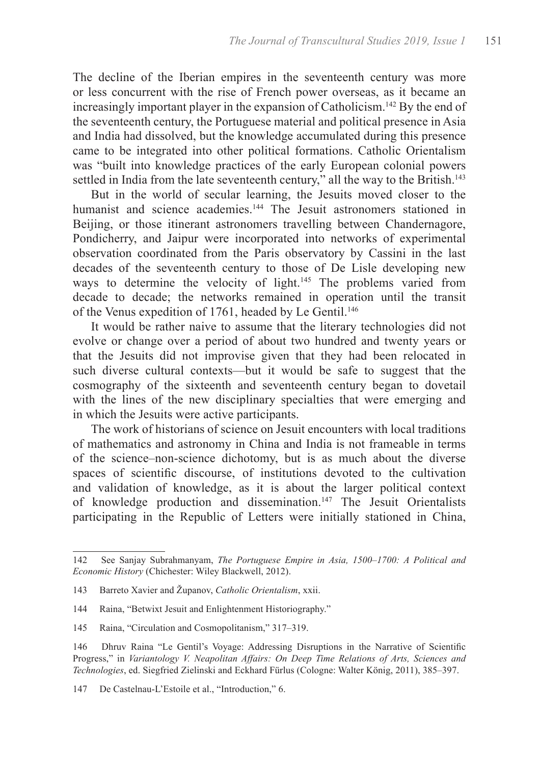The decline of the Iberian empires in the seventeenth century was more or less concurrent with the rise of French power overseas, as it became an increasingly important player in the expansion of Catholicism.[142] By the end of the seventeenth century, the Portuguese material and political presence in Asia and India had dissolved, but the knowledge accumulated during this presence came to be integrated into other political formations. Catholic Orientalism was "built into knowledge practices of the early European colonial powers settled in India from the late seventeenth century," all the way to the British.[143]

But in the world of secular learning, the Jesuits moved closer to the humanist and science academies.[144] The Jesuit astronomers stationed in Beijing, or those itinerant astronomers travelling between Chandernagore, Pondicherry, and Jaipur were incorporated into networks of experimental observation coordinated from the Paris observatory by Cassini in the last decades of the seventeenth century to those of De Lisle developing new ways to determine the velocity of light.[145] The problems varied from decade to decade; the networks remained in operation until the transit of the Venus expedition of 1761, headed by Le Gentil.[146]

It would be rather naive to assume that the literary technologies did not evolve or change over a period of about two hundred and twenty years or that the Jesuits did not improvise given that they had been relocated in such diverse cultural contexts—but it would be safe to suggest that the cosmography of the sixteenth and seventeenth century began to dovetail with the lines of the new disciplinary specialties that were emerging and in which the Jesuits were active participants.

The work of historians of science on Jesuit encounters with local traditions of mathematics and astronomy in China and India is not frameable in terms of the science–non-science dichotomy, but is as much about the diverse spaces of scientific discourse, of institutions devoted to the cultivation and validation of knowledge, as it is about the larger political context of knowledge production and dissemination.[147] The Jesuit Orientalists participating in the Republic of Letters were initially stationed in China,

---

142 See Sanjay Subrahmanyam, *The Portuguese Empire in Asia, 1500–1700: A Political and Economic History* (Chichester: Wiley Blackwell, 2012).

143 Barreto Xavier and Županov, *Catholic Orientalism*, xxii.

144 Raina, "Betwixt Jesuit and Enlightenment Historiography."

145 Raina, "Circulation and Cosmopolitanism," 317–319.

146 Dhruv Raina "Le Gentil's Voyage: Addressing Disruptions in the Narrative of Scientific Progress," in *Variantology V. Neapolitan Affairs: On Deep Time Relations of Arts, Sciences and Technologies*, ed. Siegfried Zielinski and Eckhard Fürlus (Cologne: Walter König, 2011), 385–397.

147 De Castelnau-L'Estoile et al., "Introduction," 6.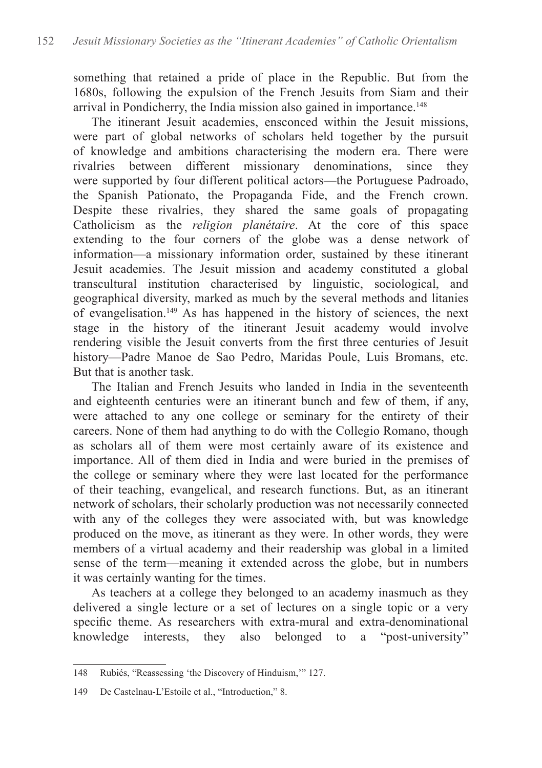something that retained a pride of place in the Republic. But from the 1680s, following the expulsion of the French Jesuits from Siam and their arrival in Pondicherry, the India mission also gained in importance.[148]

The itinerant Jesuit academies, ensconced within the Jesuit missions, were part of global networks of scholars held together by the pursuit of knowledge and ambitions characterising the modern era. There were rivalries between different missionary denominations, since they were supported by four different political actors—the Portuguese Padroado, the Spanish Pationato, the Propaganda Fide, and the French crown. Despite these rivalries, they shared the same goals of propagating Catholicism as the *religion planétaire*. At the core of this space extending to the four corners of the globe was a dense network of information—a missionary information order, sustained by these itinerant Jesuit academies. The Jesuit mission and academy constituted a global transcultural institution characterised by linguistic, sociological, and geographical diversity, marked as much by the several methods and litanies of evangelisation.[149] As has happened in the history of sciences, the next stage in the history of the itinerant Jesuit academy would involve rendering visible the Jesuit converts from the first three centuries of Jesuit history—Padre Manoe de Sao Pedro, Maridas Poule, Luis Bromans, etc. But that is another task.

The Italian and French Jesuits who landed in India in the seventeenth and eighteenth centuries were an itinerant bunch and few of them, if any, were attached to any one college or seminary for the entirety of their careers. None of them had anything to do with the Collegio Romano, though as scholars all of them were most certainly aware of its existence and importance. All of them died in India and were buried in the premises of the college or seminary where they were last located for the performance of their teaching, evangelical, and research functions. But, as an itinerant network of scholars, their scholarly production was not necessarily connected with any of the colleges they were associated with, but was knowledge produced on the move, as itinerant as they were. In other words, they were members of a virtual academy and their readership was global in a limited sense of the term—meaning it extended across the globe, but in numbers it was certainly wanting for the times.

As teachers at a college they belonged to an academy inasmuch as they delivered a single lecture or a set of lectures on a single topic or a very specific theme. As researchers with extra-mural and extra-denominational knowledge interests, they also belonged to a "post-university"

---

148 Rubiés, "Reassessing 'the Discovery of Hinduism,'" 127.

149 De Castelnau-L'Estoile et al., "Introduction," 8.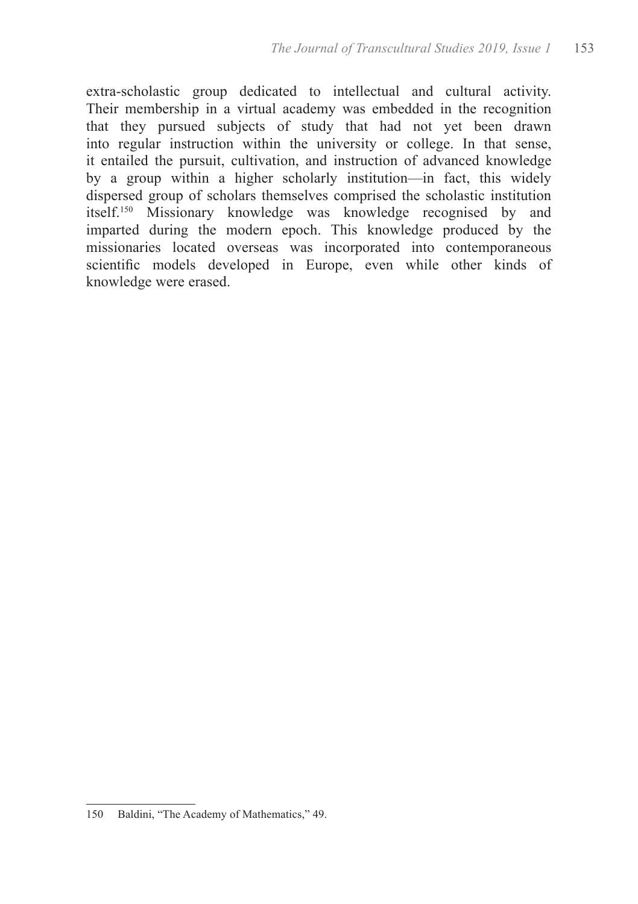extra-scholastic group dedicated to intellectual and cultural activity. Their membership in a virtual academy was embedded in the recognition that they pursued subjects of study that had not yet been drawn into regular instruction within the university or college. In that sense, it entailed the pursuit, cultivation, and instruction of advanced knowledge by a group within a higher scholarly institution—in fact, this widely dispersed group of scholars themselves comprised the scholastic institution itself.[150] Missionary knowledge was knowledge recognised by and imparted during the modern epoch. This knowledge produced by the missionaries located overseas was incorporated into contemporaneous scientific models developed in Europe, even while other kinds of knowledge were erased.

150 Baldini, "The Academy of Mathematics," 49.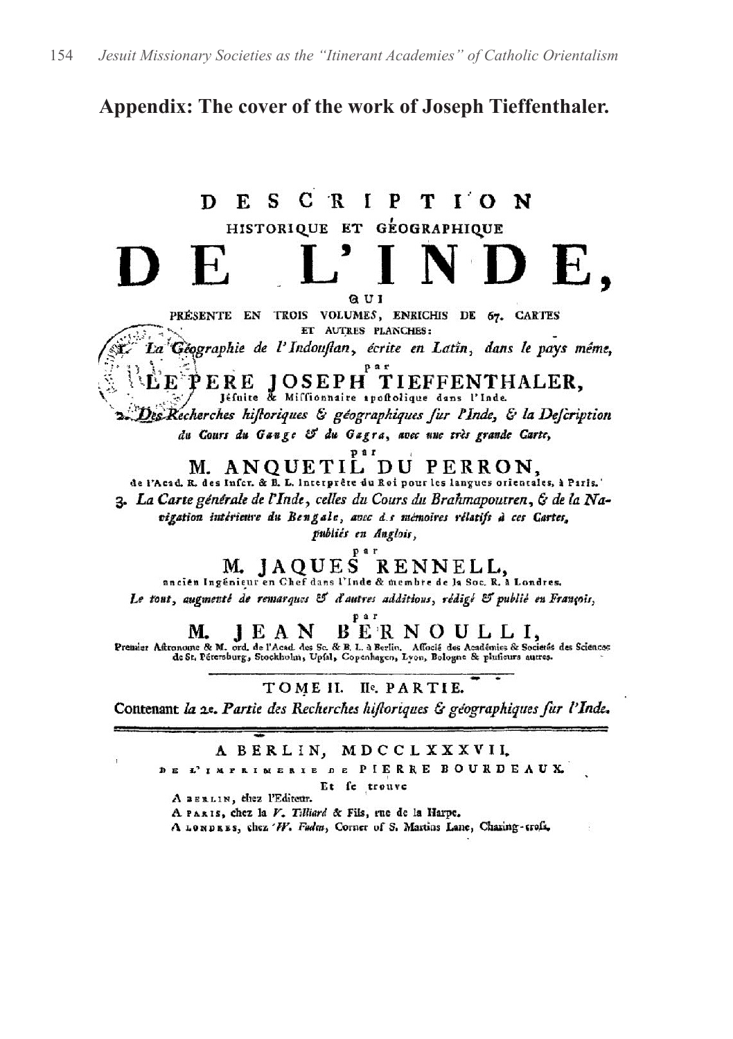## Appendix: The cover of the work of Joseph Tieffenthaler.

DESCRIPTION

HISTORIQUE ET GÉOGRAPHIQUE

# DE L'INDE,

QUI

PRÉSENTE EN TROIS VOLUMES, ENRICHIS DE 67. CARTES ET AUTRES PLANCHES:

1. *La Géographie de l'Indoustan, écrite en Latin, dans le pays même,*

par

LE PERE JOSEPH TIEFFENTHALER,

Jésuite & Missionnaire apostolique dans l'Inde.

2. *Des Recherches historiques & géographiques sur l'Inde, & la Description du Cours du Gange & du Gagra, avec une très grande Carte,*

par

M. ANQUETIL DU PERRON,

de l'Acad. R. des Inscr. & B. L. Interprète du Roi pour les langues orientales, à Paris.

3. *La Carte générale de l'Inde, celles du Cours du Brahmapoutren, & de la Navigation intérieure du Bengale, avec des mémoires rélatifs à ces Cartes, publiés en Anglois,*

par

M. JAQUES RENNELL,

ancien Ingénieur en Chef dans l'Inde & membre de la Soc. R. à Londres.

*Le tout, augmenté de remarques & d'autres additions, rédigé & publié en François,*

par

M. JEAN BERNOULLI,

Premier Astronome & M. ord. de l'Acad. des Sc. & B. L. à Berlin. Associé des Académies & Sociétés des Sciences de St. Pétersburg, Stockholm, Upsal, Copenhagen, Lyon, Bologne & plusieurs autres.

---

TOME II. IIe. PARTIE.

Contenant *la 2e. Partie des Recherches historiques & géographiques sur l'Inde.*

---

A BERLIN, MDCCLXXXVII.

DE L'IMPRIMERIE DE PIERRE BOURDEAUX.

Et se trouve

A BERLIN, chez l'Editeur.

A PARIS, chez la *V. Tilliard* & Fils, rue de la Harpe.

A LONDRES, chez *W. Faden*, Corner of S. Martins Lane, Charing-cross.